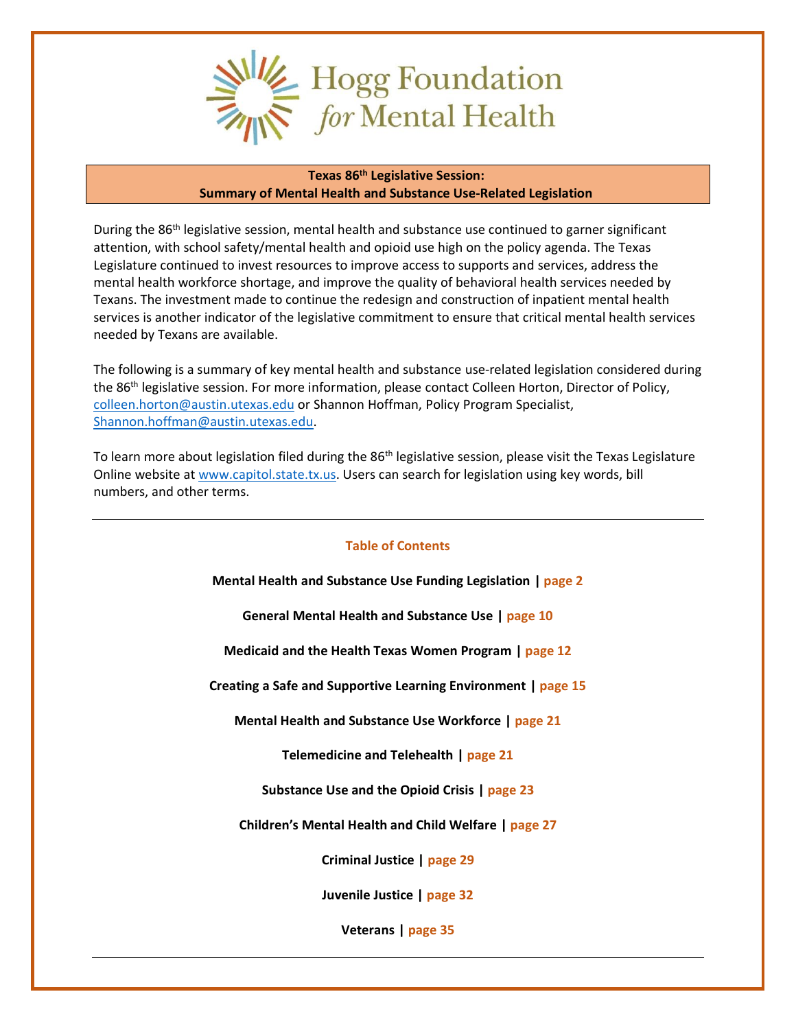Hogg Foundation *for* Mental Health

# Texas 86th Legislative Session: Summary of Mental Health and Substance Use-Related Legislation

During the 86th legislative session, mental health and substance use continued to garner significant attention, with school safety/mental health and opioid use high on the policy agenda. The Texas Legislature continued to invest resources to improve access to supports and services, address the mental health workforce shortage, and improve the quality of behavioral health services needed by Texans. The investment made to continue the redesign and construction of inpatient mental health services is another indicator of the legislative commitment to ensure that critical mental health services needed by Texans are available.

The following is a summary of key mental health and substance use-related legislation considered during the 86th legislative session. For more information, please contact Colleen Horton, Director of Policy, colleen.horton@austin.utexas.edu or Shannon Hoffman, Policy Program Specialist, Shannon.hoffman@austin.utexas.edu.

To learn more about legislation filed during the 86th legislative session, please visit the Texas Legislature Online website at www.capitol.state.tx.us. Users can search for legislation using key words, bill numbers, and other terms.

---

## Table of Contents

**Mental Health and Substance Use Funding Legislation | page 2**

**General Mental Health and Substance Use | page 10**

**Medicaid and the Health Texas Women Program | page 12**

**Creating a Safe and Supportive Learning Environment | page 15**

**Mental Health and Substance Use Workforce | page 21**

**Telemedicine and Telehealth | page 21**

**Substance Use and the Opioid Crisis | page 23**

**Children's Mental Health and Child Welfare | page 27**

**Criminal Justice | page 29**

**Juvenile Justice | page 32**

**Veterans | page 35**

---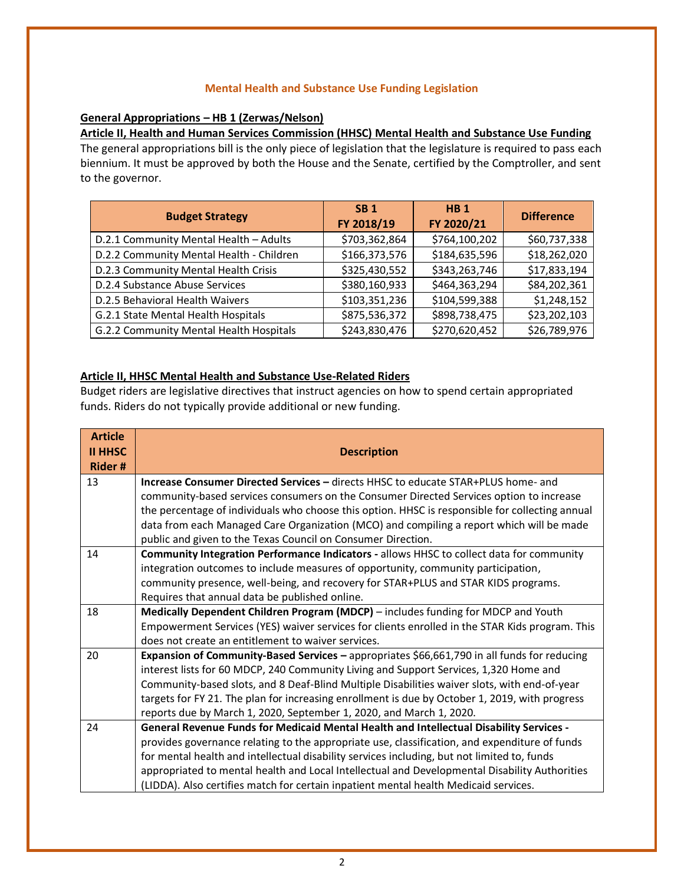## Mental Health and Substance Use Funding Legislation

**General Appropriations – HB 1 (Zerwas/Nelson)**

**Article II, Health and Human Services Commission (HHSC) Mental Health and Substance Use Funding**

The general appropriations bill is the only piece of legislation that the legislature is required to pass each biennium. It must be approved by both the House and the Senate, certified by the Comptroller, and sent to the governor.

| Budget Strategy | SB 1 FY 2018/19 | HB 1 FY 2020/21 | Difference |
|---|---|---|---|
| D.2.1 Community Mental Health – Adults | $703,362,864 | $764,100,202 | $60,737,338 |
| D.2.2 Community Mental Health - Children | $166,373,576 | $184,635,596 | $18,262,020 |
| D.2.3 Community Mental Health Crisis | $325,430,552 | $343,263,746 | $17,833,194 |
| D.2.4 Substance Abuse Services | $380,160,933 | $464,363,294 | $84,202,361 |
| D.2.5 Behavioral Health Waivers | $103,351,236 | $104,599,388 | $1,248,152 |
| G.2.1 State Mental Health Hospitals | $875,536,372 | $898,738,475 | $23,202,103 |
| G.2.2 Community Mental Health Hospitals | $243,830,476 | $270,620,452 | $26,789,976 |

**Article II, HHSC Mental Health and Substance Use-Related Riders**

Budget riders are legislative directives that instruct agencies on how to spend certain appropriated funds. Riders do not typically provide additional or new funding.

| Article II HHSC Rider # | Description |
|---|---|
| 13 | **Increase Consumer Directed Services –** directs HHSC to educate STAR+PLUS home- and community-based services consumers on the Consumer Directed Services option to increase the percentage of individuals who choose this option. HHSC is responsible for collecting annual data from each Managed Care Organization (MCO) and compiling a report which will be made public and given to the Texas Council on Consumer Direction. |
| 14 | **Community Integration Performance Indicators -** allows HHSC to collect data for community integration outcomes to include measures of opportunity, community participation, community presence, well-being, and recovery for STAR+PLUS and STAR KIDS programs. Requires that annual data be published online. |
| 18 | **Medically Dependent Children Program (MDCP)** – includes funding for MDCP and Youth Empowerment Services (YES) waiver services for clients enrolled in the STAR Kids program. This does not create an entitlement to waiver services. |
| 20 | **Expansion of Community-Based Services –** appropriates $66,661,790 in all funds for reducing interest lists for 60 MDCP, 240 Community Living and Support Services, 1,320 Home and Community-based slots, and 8 Deaf-Blind Multiple Disabilities waiver slots, with end-of-year targets for FY 21. The plan for increasing enrollment is due by October 1, 2019, with progress reports due by March 1, 2020, September 1, 2020, and March 1, 2020. |
| 24 | **General Revenue Funds for Medicaid Mental Health and Intellectual Disability Services -** provides governance relating to the appropriate use, classification, and expenditure of funds for mental health and intellectual disability services including, but not limited to, funds appropriated to mental health and Local Intellectual and Developmental Disability Authorities (LIDDA). Also certifies match for certain inpatient mental health Medicaid services. |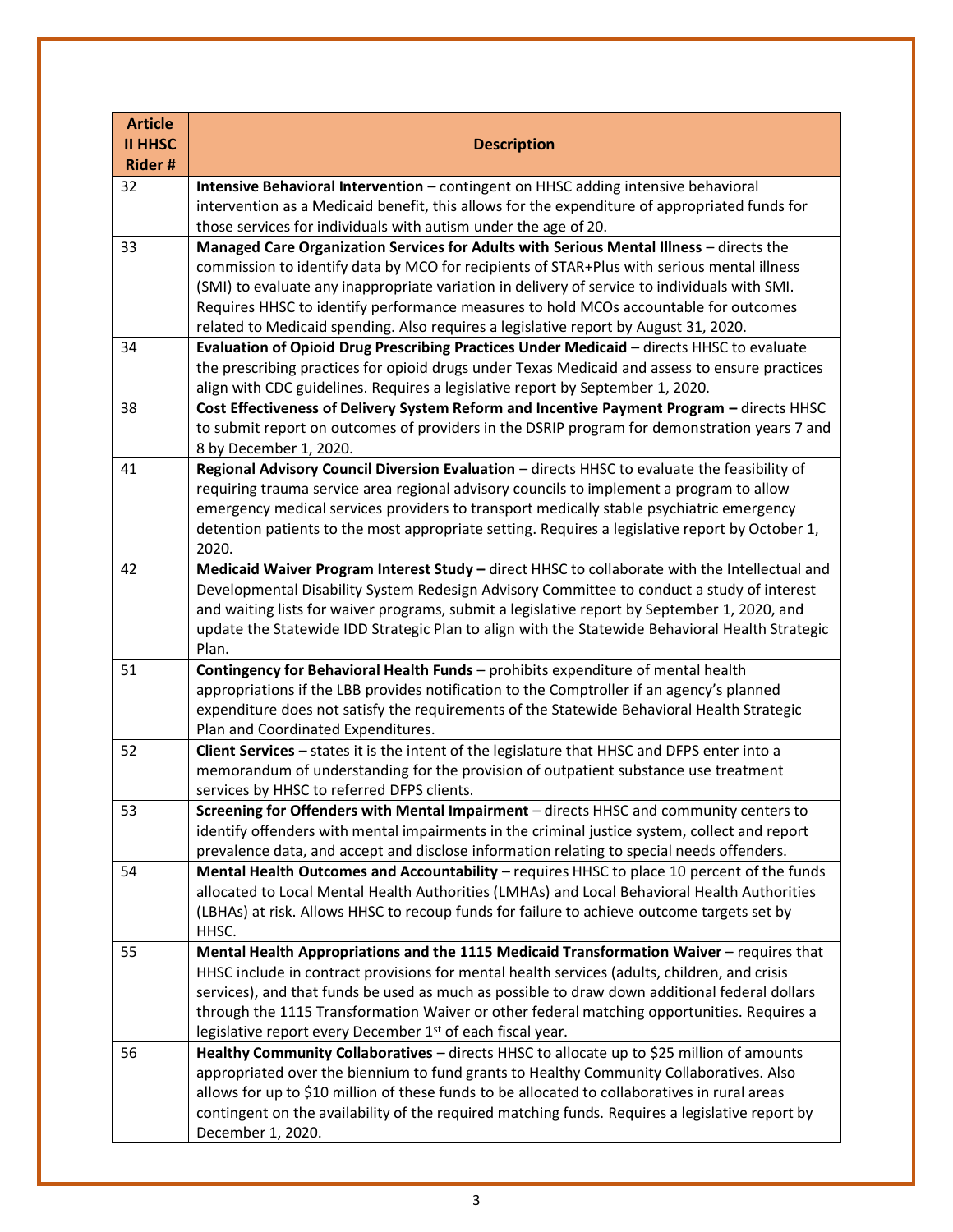| Article II HHSC Rider # | Description |
|---|---|
| 32 | **Intensive Behavioral Intervention** – contingent on HHSC adding intensive behavioral intervention as a Medicaid benefit, this allows for the expenditure of appropriated funds for those services for individuals with autism under the age of 20. |
| 33 | **Managed Care Organization Services for Adults with Serious Mental Illness** – directs the commission to identify data by MCO for recipients of STAR+Plus with serious mental illness (SMI) to evaluate any inappropriate variation in delivery of service to individuals with SMI. Requires HHSC to identify performance measures to hold MCOs accountable for outcomes related to Medicaid spending. Also requires a legislative report by August 31, 2020. |
| 34 | **Evaluation of Opioid Drug Prescribing Practices Under Medicaid** – directs HHSC to evaluate the prescribing practices for opioid drugs under Texas Medicaid and assess to ensure practices align with CDC guidelines. Requires a legislative report by September 1, 2020. |
| 38 | **Cost Effectiveness of Delivery System Reform and Incentive Payment Program –** directs HHSC to submit report on outcomes of providers in the DSRIP program for demonstration years 7 and 8 by December 1, 2020. |
| 41 | **Regional Advisory Council Diversion Evaluation** – directs HHSC to evaluate the feasibility of requiring trauma service area regional advisory councils to implement a program to allow emergency medical services providers to transport medically stable psychiatric emergency detention patients to the most appropriate setting. Requires a legislative report by October 1, 2020. |
| 42 | **Medicaid Waiver Program Interest Study –** direct HHSC to collaborate with the Intellectual and Developmental Disability System Redesign Advisory Committee to conduct a study of interest and waiting lists for waiver programs, submit a legislative report by September 1, 2020, and update the Statewide IDD Strategic Plan to align with the Statewide Behavioral Health Strategic Plan. |
| 51 | **Contingency for Behavioral Health Funds** – prohibits expenditure of mental health appropriations if the LBB provides notification to the Comptroller if an agency's planned expenditure does not satisfy the requirements of the Statewide Behavioral Health Strategic Plan and Coordinated Expenditures. |
| 52 | **Client Services** – states it is the intent of the legislature that HHSC and DFPS enter into a memorandum of understanding for the provision of outpatient substance use treatment services by HHSC to referred DFPS clients. |
| 53 | **Screening for Offenders with Mental Impairment** – directs HHSC and community centers to identify offenders with mental impairments in the criminal justice system, collect and report prevalence data, and accept and disclose information relating to special needs offenders. |
| 54 | **Mental Health Outcomes and Accountability** – requires HHSC to place 10 percent of the funds allocated to Local Mental Health Authorities (LMHAs) and Local Behavioral Health Authorities (LBHAs) at risk. Allows HHSC to recoup funds for failure to achieve outcome targets set by HHSC. |
| 55 | **Mental Health Appropriations and the 1115 Medicaid Transformation Waiver** – requires that HHSC include in contract provisions for mental health services (adults, children, and crisis services), and that funds be used as much as possible to draw down additional federal dollars through the 1115 Transformation Waiver or other federal matching opportunities. Requires a legislative report every December 1st of each fiscal year. |
| 56 | **Healthy Community Collaboratives** – directs HHSC to allocate up to $25 million of amounts appropriated over the biennium to fund grants to Healthy Community Collaboratives. Also allows for up to $10 million of these funds to be allocated to collaboratives in rural areas contingent on the availability of the required matching funds. Requires a legislative report by December 1, 2020. |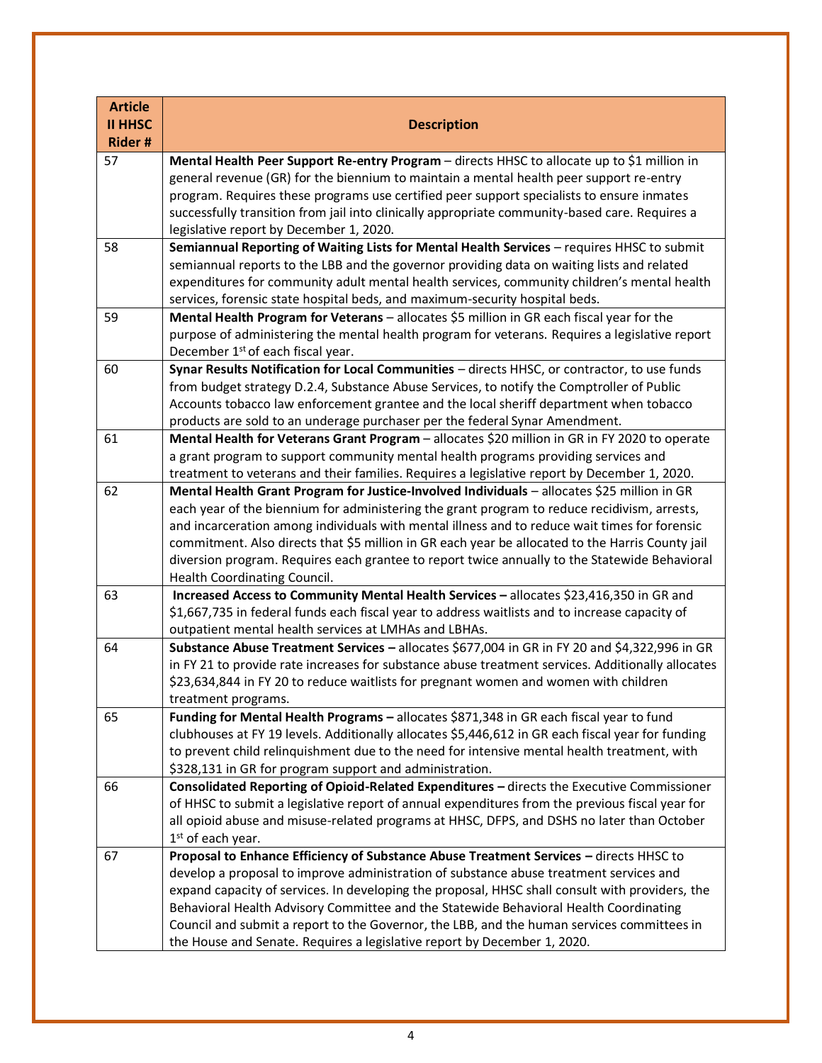| Article II HHSC Rider # | Description |
|---|---|
| 57 | **Mental Health Peer Support Re-entry Program** – directs HHSC to allocate up to $1 million in general revenue (GR) for the biennium to maintain a mental health peer support re-entry program. Requires these programs use certified peer support specialists to ensure inmates successfully transition from jail into clinically appropriate community-based care. Requires a legislative report by December 1, 2020. |
| 58 | **Semiannual Reporting of Waiting Lists for Mental Health Services** – requires HHSC to submit semiannual reports to the LBB and the governor providing data on waiting lists and related expenditures for community adult mental health services, community children's mental health services, forensic state hospital beds, and maximum-security hospital beds. |
| 59 | **Mental Health Program for Veterans** – allocates $5 million in GR each fiscal year for the purpose of administering the mental health program for veterans. Requires a legislative report December 1st of each fiscal year. |
| 60 | **Synar Results Notification for Local Communities** – directs HHSC, or contractor, to use funds from budget strategy D.2.4, Substance Abuse Services, to notify the Comptroller of Public Accounts tobacco law enforcement grantee and the local sheriff department when tobacco products are sold to an underage purchaser per the federal Synar Amendment. |
| 61 | **Mental Health for Veterans Grant Program** – allocates $20 million in GR in FY 2020 to operate a grant program to support community mental health programs providing services and treatment to veterans and their families. Requires a legislative report by December 1, 2020. |
| 62 | **Mental Health Grant Program for Justice-Involved Individuals** – allocates $25 million in GR each year of the biennium for administering the grant program to reduce recidivism, arrests, and incarceration among individuals with mental illness and to reduce wait times for forensic commitment. Also directs that $5 million in GR each year be allocated to the Harris County jail diversion program. Requires each grantee to report twice annually to the Statewide Behavioral Health Coordinating Council. |
| 63 | **Increased Access to Community Mental Health Services –** allocates $23,416,350 in GR and $1,667,735 in federal funds each fiscal year to address waitlists and to increase capacity of outpatient mental health services at LMHAs and LBHAs. |
| 64 | **Substance Abuse Treatment Services –** allocates $677,004 in GR in FY 20 and $4,322,996 in GR in FY 21 to provide rate increases for substance abuse treatment services. Additionally allocates $23,634,844 in FY 20 to reduce waitlists for pregnant women and women with children treatment programs. |
| 65 | **Funding for Mental Health Programs –** allocates $871,348 in GR each fiscal year to fund clubhouses at FY 19 levels. Additionally allocates $5,446,612 in GR each fiscal year for funding to prevent child relinquishment due to the need for intensive mental health treatment, with $328,131 in GR for program support and administration. |
| 66 | **Consolidated Reporting of Opioid-Related Expenditures –** directs the Executive Commissioner of HHSC to submit a legislative report of annual expenditures from the previous fiscal year for all opioid abuse and misuse-related programs at HHSC, DFPS, and DSHS no later than October 1st of each year. |
| 67 | **Proposal to Enhance Efficiency of Substance Abuse Treatment Services –** directs HHSC to develop a proposal to improve administration of substance abuse treatment services and expand capacity of services. In developing the proposal, HHSC shall consult with providers, the Behavioral Health Advisory Committee and the Statewide Behavioral Health Coordinating Council and submit a report to the Governor, the LBB, and the human services committees in the House and Senate. Requires a legislative report by December 1, 2020. |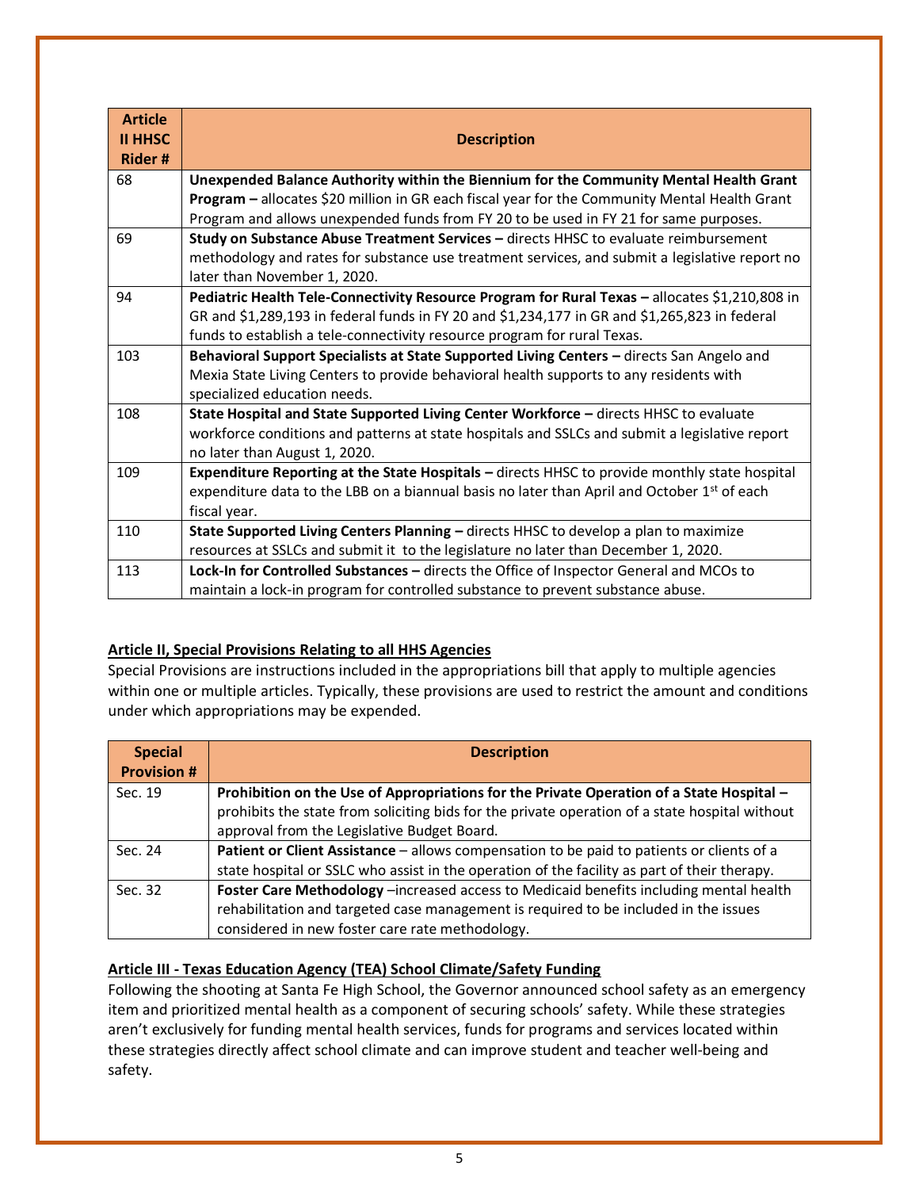| Article II HHSC Rider # | Description |
|---|---|
| 68 | **Unexpended Balance Authority within the Biennium for the Community Mental Health Grant Program –** allocates $20 million in GR each fiscal year for the Community Mental Health Grant Program and allows unexpended funds from FY 20 to be used in FY 21 for same purposes. |
| 69 | **Study on Substance Abuse Treatment Services –** directs HHSC to evaluate reimbursement methodology and rates for substance use treatment services, and submit a legislative report no later than November 1, 2020. |
| 94 | **Pediatric Health Tele-Connectivity Resource Program for Rural Texas –** allocates $1,210,808 in GR and $1,289,193 in federal funds in FY 20 and $1,234,177 in GR and $1,265,823 in federal funds to establish a tele-connectivity resource program for rural Texas. |
| 103 | **Behavioral Support Specialists at State Supported Living Centers –** directs San Angelo and Mexia State Living Centers to provide behavioral health supports to any residents with specialized education needs. |
| 108 | **State Hospital and State Supported Living Center Workforce –** directs HHSC to evaluate workforce conditions and patterns at state hospitals and SSLCs and submit a legislative report no later than August 1, 2020. |
| 109 | **Expenditure Reporting at the State Hospitals –** directs HHSC to provide monthly state hospital expenditure data to the LBB on a biannual basis no later than April and October 1st of each fiscal year. |
| 110 | **State Supported Living Centers Planning –** directs HHSC to develop a plan to maximize resources at SSLCs and submit it to the legislature no later than December 1, 2020. |
| 113 | **Lock-In for Controlled Substances –** directs the Office of Inspector General and MCOs to maintain a lock-in program for controlled substance to prevent substance abuse. |

**Article II, Special Provisions Relating to all HHS Agencies**

Special Provisions are instructions included in the appropriations bill that apply to multiple agencies within one or multiple articles. Typically, these provisions are used to restrict the amount and conditions under which appropriations may be expended.

| Special Provision # | Description |
|---|---|
| Sec. 19 | **Prohibition on the Use of Appropriations for the Private Operation of a State Hospital –** prohibits the state from soliciting bids for the private operation of a state hospital without approval from the Legislative Budget Board. |
| Sec. 24 | **Patient or Client Assistance** – allows compensation to be paid to patients or clients of a state hospital or SSLC who assist in the operation of the facility as part of their therapy. |
| Sec. 32 | **Foster Care Methodology** –increased access to Medicaid benefits including mental health rehabilitation and targeted case management is required to be included in the issues considered in new foster care rate methodology. |

**Article III - Texas Education Agency (TEA) School Climate/Safety Funding**

Following the shooting at Santa Fe High School, the Governor announced school safety as an emergency item and prioritized mental health as a component of securing schools' safety. While these strategies aren't exclusively for funding mental health services, funds for programs and services located within these strategies directly affect school climate and can improve student and teacher well-being and safety.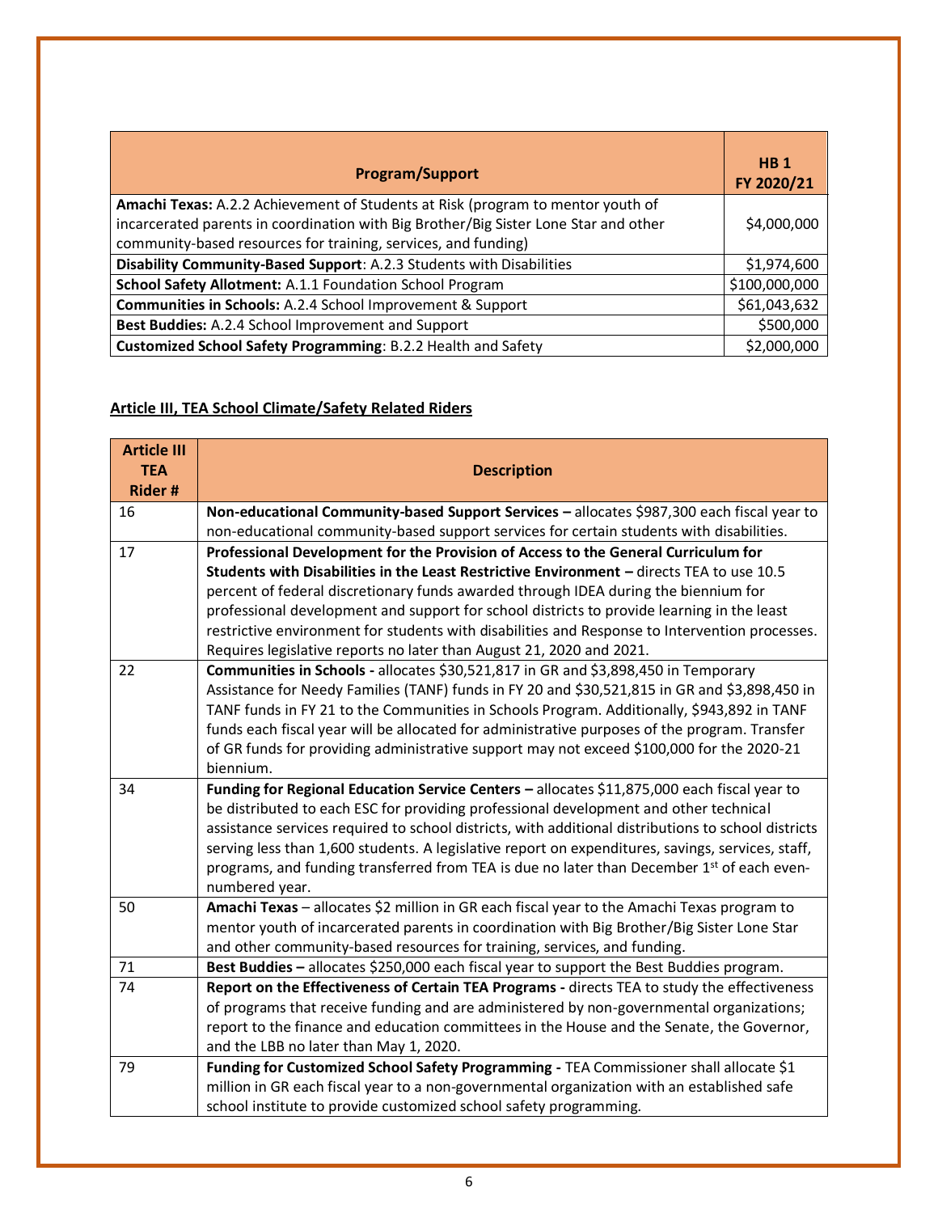| Program/Support | HB 1 FY 2020/21 |
|---|---|
| **Amachi Texas:** A.2.2 Achievement of Students at Risk (program to mentor youth of incarcerated parents in coordination with Big Brother/Big Sister Lone Star and other community-based resources for training, services, and funding) | $4,000,000 |
| **Disability Community-Based Support**: A.2.3 Students with Disabilities | $1,974,600 |
| **School Safety Allotment:** A.1.1 Foundation School Program | $100,000,000 |
| **Communities in Schools:** A.2.4 School Improvement & Support | $61,043,632 |
| **Best Buddies:** A.2.4 School Improvement and Support | $500,000 |
| **Customized School Safety Programming**: B.2.2 Health and Safety | $2,000,000 |

## Article III, TEA School Climate/Safety Related Riders

| Article III TEA Rider # | Description |
|---|---|
| 16 | **Non-educational Community-based Support Services –** allocates $987,300 each fiscal year to non-educational community-based support services for certain students with disabilities. |
| 17 | **Professional Development for the Provision of Access to the General Curriculum for Students with Disabilities in the Least Restrictive Environment –** directs TEA to use 10.5 percent of federal discretionary funds awarded through IDEA during the biennium for professional development and support for school districts to provide learning in the least restrictive environment for students with disabilities and Response to Intervention processes. Requires legislative reports no later than August 21, 2020 and 2021. |
| 22 | **Communities in Schools -** allocates $30,521,817 in GR and $3,898,450 in Temporary Assistance for Needy Families (TANF) funds in FY 20 and $30,521,815 in GR and $3,898,450 in TANF funds in FY 21 to the Communities in Schools Program. Additionally, $943,892 in TANF funds each fiscal year will be allocated for administrative purposes of the program. Transfer of GR funds for providing administrative support may not exceed $100,000 for the 2020-21 biennium. |
| 34 | **Funding for Regional Education Service Centers –** allocates $11,875,000 each fiscal year to be distributed to each ESC for providing professional development and other technical assistance services required to school districts, with additional distributions to school districts serving less than 1,600 students. A legislative report on expenditures, savings, services, staff, programs, and funding transferred from TEA is due no later than December 1st of each even-numbered year. |
| 50 | **Amachi Texas** – allocates $2 million in GR each fiscal year to the Amachi Texas program to mentor youth of incarcerated parents in coordination with Big Brother/Big Sister Lone Star and other community-based resources for training, services, and funding. |
| 71 | **Best Buddies –** allocates $250,000 each fiscal year to support the Best Buddies program. |
| 74 | **Report on the Effectiveness of Certain TEA Programs -** directs TEA to study the effectiveness of programs that receive funding and are administered by non-governmental organizations; report to the finance and education committees in the House and the Senate, the Governor, and the LBB no later than May 1, 2020. |
| 79 | **Funding for Customized School Safety Programming -** TEA Commissioner shall allocate $1 million in GR each fiscal year to a non-governmental organization with an established safe school institute to provide customized school safety programming. |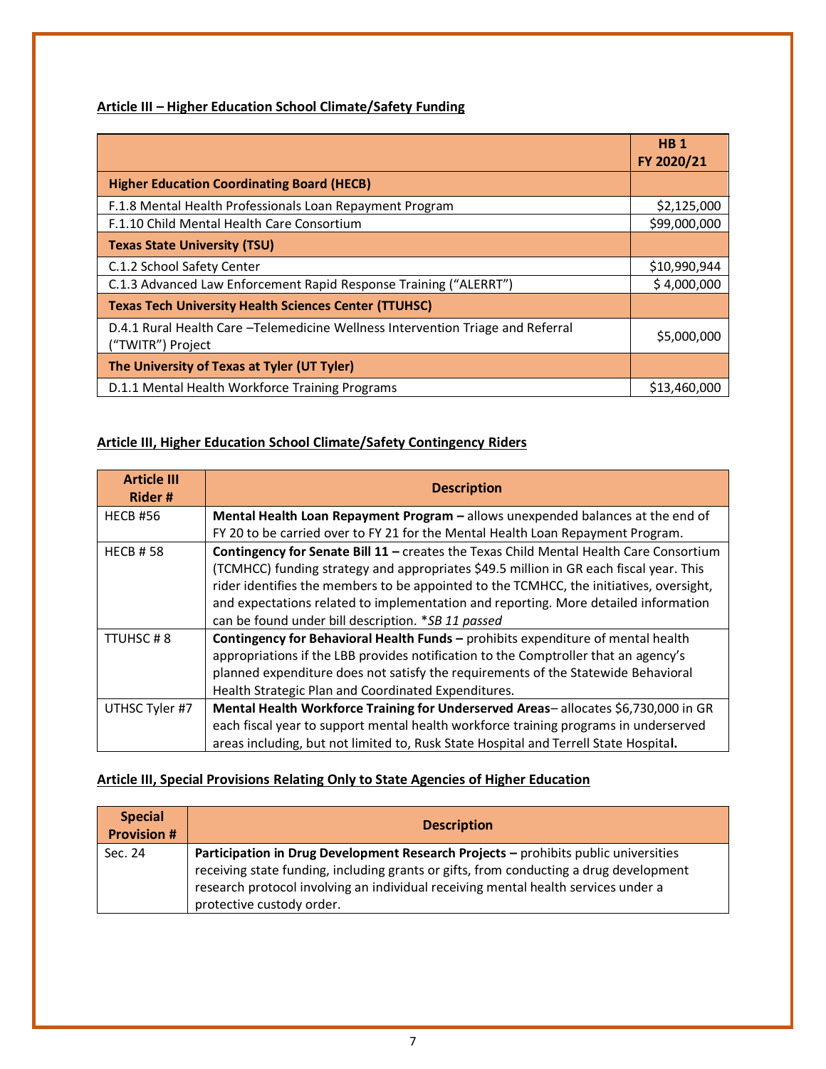**Article III – Higher Education School Climate/Safety Funding**

| | HB 1 FY 2020/21 |
|---|---|
| **Higher Education Coordinating Board (HECB)** | |
| F.1.8 Mental Health Professionals Loan Repayment Program | $2,125,000 |
| F.1.10 Child Mental Health Care Consortium | $99,000,000 |
| **Texas State University (TSU)** | |
| C.1.2 School Safety Center | $10,990,944 |
| C.1.3 Advanced Law Enforcement Rapid Response Training ("ALERRT") | $ 4,000,000 |
| **Texas Tech University Health Sciences Center (TTUHSC)** | |
| D.4.1 Rural Health Care –Telemedicine Wellness Intervention Triage and Referral ("TWITR") Project | $5,000,000 |
| **The University of Texas at Tyler (UT Tyler)** | |
| D.1.1 Mental Health Workforce Training Programs | $13,460,000 |

**Article III, Higher Education School Climate/Safety Contingency Riders**

| Article III Rider # | Description |
|---|---|
| HECB #56 | **Mental Health Loan Repayment Program –** allows unexpended balances at the end of FY 20 to be carried over to FY 21 for the Mental Health Loan Repayment Program. |
| HECB # 58 | **Contingency for Senate Bill 11 –** creates the Texas Child Mental Health Care Consortium (TCMHCC) funding strategy and appropriates $49.5 million in GR each fiscal year. This rider identifies the members to be appointed to the TCMHCC, the initiatives, oversight, and expectations related to implementation and reporting. More detailed information can be found under bill description. **SB 11 passed* |
| TTUHSC # 8 | **Contingency for Behavioral Health Funds –** prohibits expenditure of mental health appropriations if the LBB provides notification to the Comptroller that an agency's planned expenditure does not satisfy the requirements of the Statewide Behavioral Health Strategic Plan and Coordinated Expenditures. |
| UTHSC Tyler #7 | **Mental Health Workforce Training for Underserved Areas**– allocates $6,730,000 in GR each fiscal year to support mental health workforce training programs in underserved areas including, but not limited to, Rusk State Hospital and Terrell State Hospital**.** |

**Article III, Special Provisions Relating Only to State Agencies of Higher Education**

| Special Provision # | Description |
|---|---|
| Sec. 24 | **Participation in Drug Development Research Projects –** prohibits public universities receiving state funding, including grants or gifts, from conducting a drug development research protocol involving an individual receiving mental health services under a protective custody order. |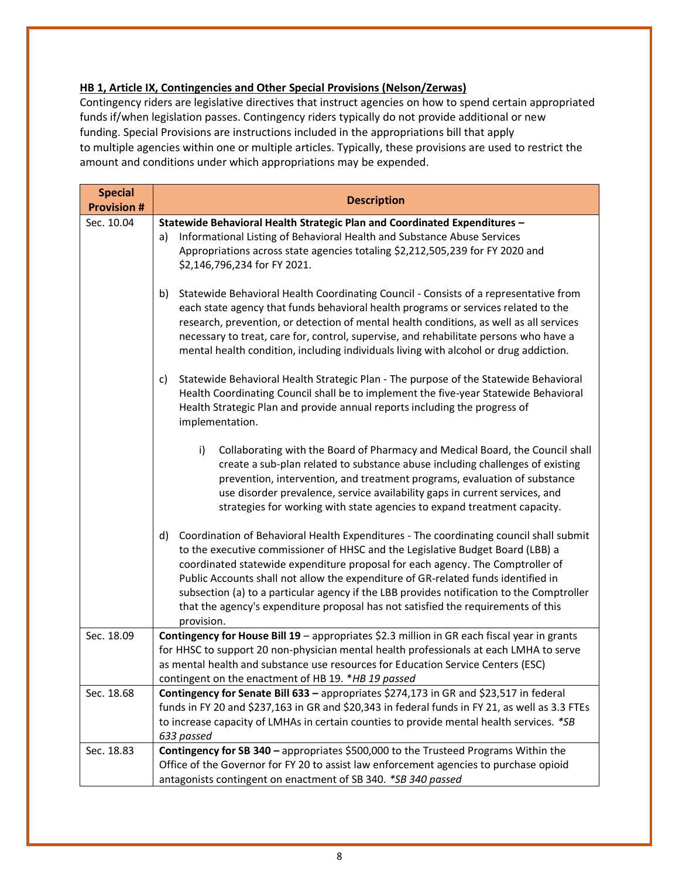**<u>HB 1, Article IX, Contingencies and Other Special Provisions (Nelson/Zerwas)</u>**

Contingency riders are legislative directives that instruct agencies on how to spend certain appropriated funds if/when legislation passes. Contingency riders typically do not provide additional or new funding. Special Provisions are instructions included in the appropriations bill that apply to multiple agencies within one or multiple articles. Typically, these provisions are used to restrict the amount and conditions under which appropriations may be expended.

| Special Provision # | Description |
|---|---|
| Sec. 10.04 | **Statewide Behavioral Health Strategic Plan and Coordinated Expenditures –**<br>a) Informational Listing of Behavioral Health and Substance Abuse Services Appropriations across state agencies totaling $2,212,505,239 for FY 2020 and $2,146,796,234 for FY 2021.<br><br>b) Statewide Behavioral Health Coordinating Council - Consists of a representative from each state agency that funds behavioral health programs or services related to the research, prevention, or detection of mental health conditions, as well as all services necessary to treat, care for, control, supervise, and rehabilitate persons who have a mental health condition, including individuals living with alcohol or drug addiction.<br><br>c) Statewide Behavioral Health Strategic Plan - The purpose of the Statewide Behavioral Health Coordinating Council shall be to implement the five-year Statewide Behavioral Health Strategic Plan and provide annual reports including the progress of implementation.<br><br>i) Collaborating with the Board of Pharmacy and Medical Board, the Council shall create a sub-plan related to substance abuse including challenges of existing prevention, intervention, and treatment programs, evaluation of substance use disorder prevalence, service availability gaps in current services, and strategies for working with state agencies to expand treatment capacity.<br><br>d) Coordination of Behavioral Health Expenditures - The coordinating council shall submit to the executive commissioner of HHSC and the Legislative Budget Board (LBB) a coordinated statewide expenditure proposal for each agency. The Comptroller of Public Accounts shall not allow the expenditure of GR-related funds identified in subsection (a) to a particular agency if the LBB provides notification to the Comptroller that the agency's expenditure proposal has not satisfied the requirements of this provision. |
| Sec. 18.09 | **Contingency for House Bill 19** – appropriates $2.3 million in GR each fiscal year in grants for HHSC to support 20 non-physician mental health professionals at each LMHA to serve as mental health and substance use resources for Education Service Centers (ESC) contingent on the enactment of HB 19. *\*HB 19 passed* |
| Sec. 18.68 | **Contingency for Senate Bill 633 –** appropriates $274,173 in GR and $23,517 in federal funds in FY 20 and $237,163 in GR and $20,343 in federal funds in FY 21, as well as 3.3 FTEs to increase capacity of LMHAs in certain counties to provide mental health services. *\*SB 633 passed* |
| Sec. 18.83 | **Contingency for SB 340 –** appropriates $500,000 to the Trusteed Programs Within the Office of the Governor for FY 20 to assist law enforcement agencies to purchase opioid antagonists contingent on enactment of SB 340. *\*SB 340 passed* |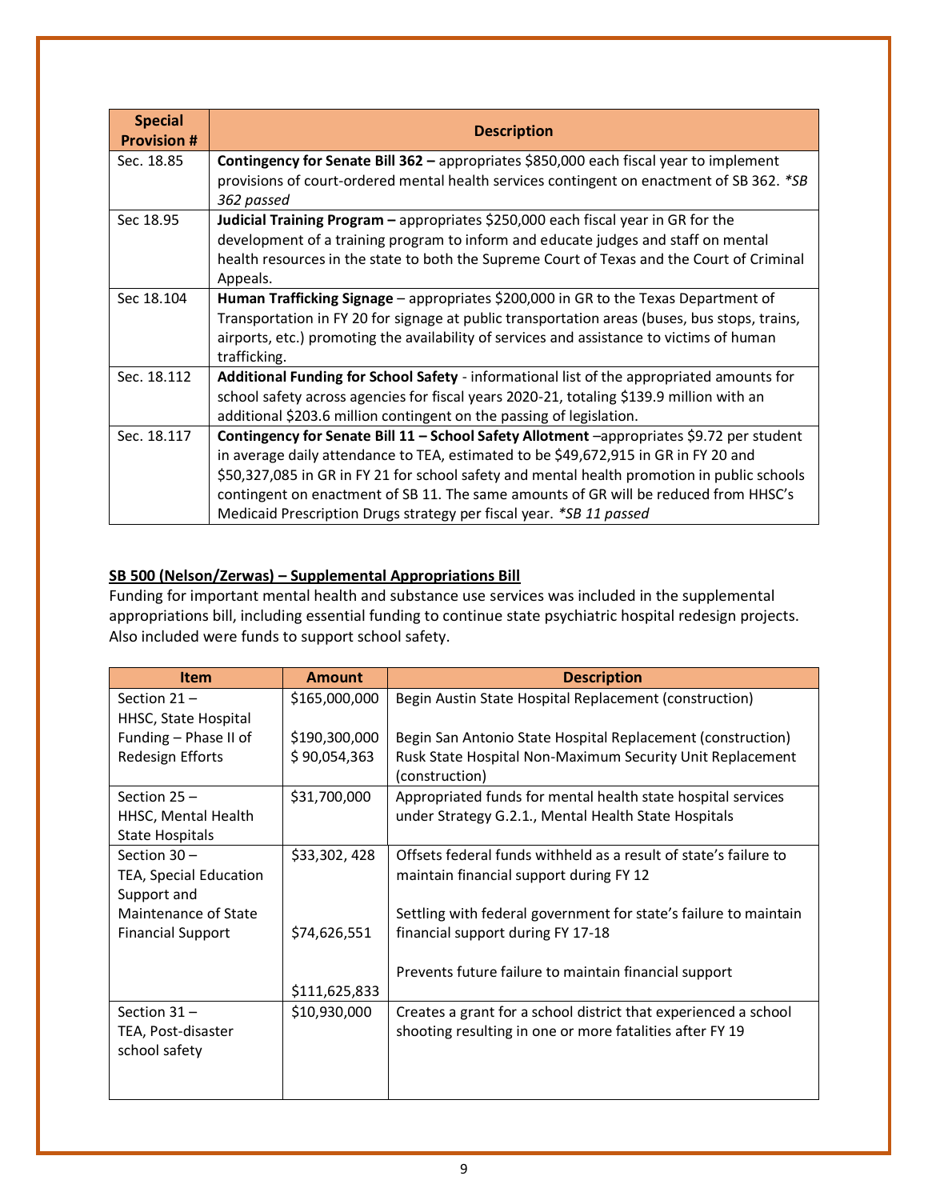| Special Provision # | Description |
|---|---|
| Sec. 18.85 | **Contingency for Senate Bill 362 –** appropriates $850,000 each fiscal year to implement provisions of court-ordered mental health services contingent on enactment of SB 362. *\*SB 362 passed* |
| Sec 18.95 | **Judicial Training Program –** appropriates $250,000 each fiscal year in GR for the development of a training program to inform and educate judges and staff on mental health resources in the state to both the Supreme Court of Texas and the Court of Criminal Appeals. |
| Sec 18.104 | **Human Trafficking Signage** – appropriates $200,000 in GR to the Texas Department of Transportation in FY 20 for signage at public transportation areas (buses, bus stops, trains, airports, etc.) promoting the availability of services and assistance to victims of human trafficking. |
| Sec. 18.112 | **Additional Funding for School Safety** - informational list of the appropriated amounts for school safety across agencies for fiscal years 2020-21, totaling $139.9 million with an additional $203.6 million contingent on the passing of legislation. |
| Sec. 18.117 | **Contingency for Senate Bill 11 – School Safety Allotment** –appropriates $9.72 per student in average daily attendance to TEA, estimated to be $49,672,915 in GR in FY 20 and $50,327,085 in GR in FY 21 for school safety and mental health promotion in public schools contingent on enactment of SB 11. The same amounts of GR will be reduced from HHSC's Medicaid Prescription Drugs strategy per fiscal year. *\*SB 11 passed* |

**SB 500 (Nelson/Zerwas) – Supplemental Appropriations Bill**

Funding for important mental health and substance use services was included in the supplemental appropriations bill, including essential funding to continue state psychiatric hospital redesign projects. Also included were funds to support school safety.

| Item | Amount | Description |
|---|---|---|
| Section 21 – HHSC, State Hospital Funding – Phase II of Redesign Efforts | $165,000,000 | Begin Austin State Hospital Replacement (construction) |
| | $190,300,000 | Begin San Antonio State Hospital Replacement (construction) |
| | $ 90,054,363 | Rusk State Hospital Non-Maximum Security Unit Replacement (construction) |
| Section 25 – HHSC, Mental Health State Hospitals | $31,700,000 | Appropriated funds for mental health state hospital services under Strategy G.2.1., Mental Health State Hospitals |
| Section 30 – TEA, Special Education Support and Maintenance of State Financial Support | $33,302, 428 | Offsets federal funds withheld as a result of state's failure to maintain financial support during FY 12 |
| | $74,626,551 | Settling with federal government for state's failure to maintain financial support during FY 17-18 |
| | $111,625,833 | Prevents future failure to maintain financial support |
| Section 31 – TEA, Post-disaster school safety | $10,930,000 | Creates a grant for a school district that experienced a school shooting resulting in one or more fatalities after FY 19 |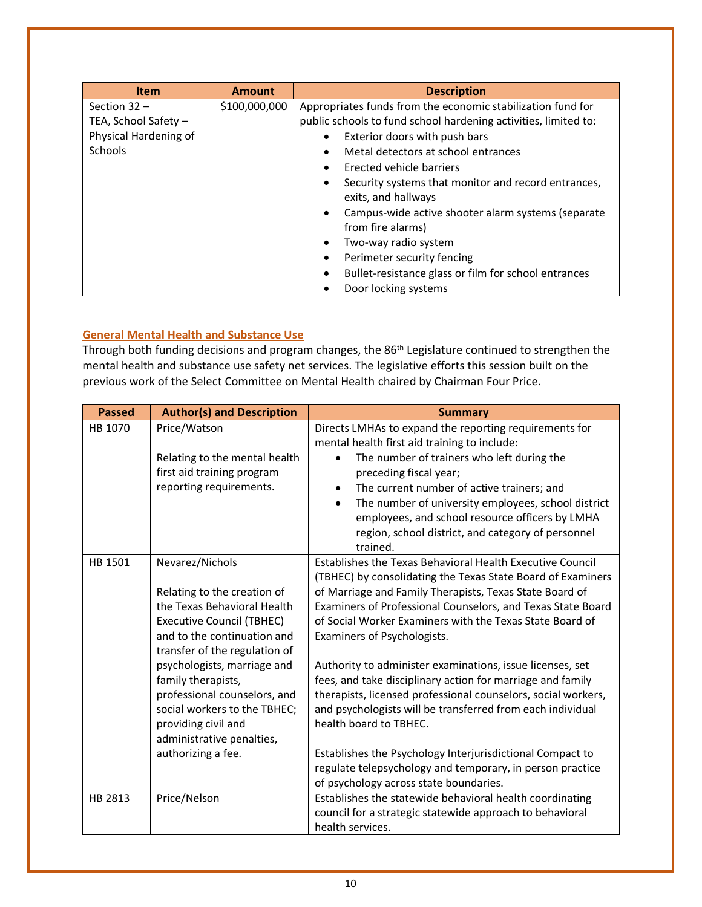| Item | Amount | Description |
| --- | --- | --- |
| Section 32 – TEA, School Safety – Physical Hardening of Schools | $100,000,000 | Appropriates funds from the economic stabilization fund for public schools to fund school hardening activities, limited to: <br>• Exterior doors with push bars <br>• Metal detectors at school entrances <br>• Erected vehicle barriers <br>• Security systems that monitor and record entrances, exits, and hallways <br>• Campus-wide active shooter alarm systems (separate from fire alarms) <br>• Two-way radio system <br>• Perimeter security fencing <br>• Bullet-resistance glass or film for school entrances <br>• Door locking systems |

## General Mental Health and Substance Use

Through both funding decisions and program changes, the 86th Legislature continued to strengthen the mental health and substance use safety net services. The legislative efforts this session built on the previous work of the Select Committee on Mental Health chaired by Chairman Four Price.

| Passed | Author(s) and Description | Summary |
| --- | --- | --- |
| HB 1070 | Price/Watson <br><br>Relating to the mental health first aid training program reporting requirements. | Directs LMHAs to expand the reporting requirements for mental health first aid training to include: <br>• The number of trainers who left during the preceding fiscal year; <br>• The current number of active trainers; and <br>• The number of university employees, school district employees, and school resource officers by LMHA region, school district, and category of personnel trained. |
| HB 1501 | Nevarez/Nichols <br><br>Relating to the creation of the Texas Behavioral Health Executive Council (TBHEC) and to the continuation and transfer of the regulation of psychologists, marriage and family therapists, professional counselors, and social workers to the TBHEC; providing civil and administrative penalties, authorizing a fee. | Establishes the Texas Behavioral Health Executive Council (TBHEC) by consolidating the Texas State Board of Examiners of Marriage and Family Therapists, Texas State Board of Examiners of Professional Counselors, and Texas State Board of Social Worker Examiners with the Texas State Board of Examiners of Psychologists. <br><br>Authority to administer examinations, issue licenses, set fees, and take disciplinary action for marriage and family therapists, licensed professional counselors, social workers, and psychologists will be transferred from each individual health board to TBHEC. <br><br>Establishes the Psychology Interjurisdictional Compact to regulate telepsychology and temporary, in person practice of psychology across state boundaries. |
| HB 2813 | Price/Nelson | Establishes the statewide behavioral health coordinating council for a strategic statewide approach to behavioral health services. |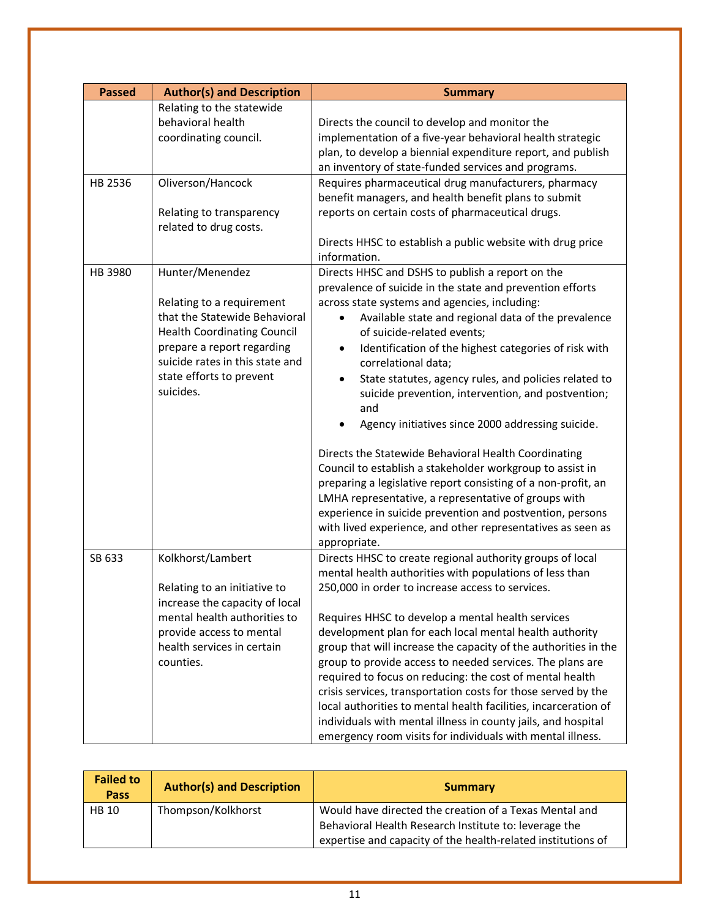| Passed | Author(s) and Description | Summary |
|---|---|---|
| | Relating to the statewide behavioral health coordinating council. | Directs the council to develop and monitor the implementation of a five-year behavioral health strategic plan, to develop a biennial expenditure report, and publish an inventory of state-funded services and programs. |
| HB 2536 | Oliverson/Hancock<br><br>Relating to transparency related to drug costs. | Requires pharmaceutical drug manufacturers, pharmacy benefit managers, and health benefit plans to submit reports on certain costs of pharmaceutical drugs.<br><br>Directs HHSC to establish a public website with drug price information. |
| HB 3980 | Hunter/Menendez<br><br>Relating to a requirement that the Statewide Behavioral Health Coordinating Council prepare a report regarding suicide rates in this state and state efforts to prevent suicides. | Directs HHSC and DSHS to publish a report on the prevalence of suicide in the state and prevention efforts across state systems and agencies, including:<br>• Available state and regional data of the prevalence of suicide-related events;<br>• Identification of the highest categories of risk with correlational data;<br>• State statutes, agency rules, and policies related to suicide prevention, intervention, and postvention; and<br>• Agency initiatives since 2000 addressing suicide.<br><br>Directs the Statewide Behavioral Health Coordinating Council to establish a stakeholder workgroup to assist in preparing a legislative report consisting of a non-profit, an LMHA representative, a representative of groups with experience in suicide prevention and postvention, persons with lived experience, and other representatives as seen as appropriate. |
| SB 633 | Kolkhorst/Lambert<br><br>Relating to an initiative to increase the capacity of local mental health authorities to provide access to mental health services in certain counties. | Directs HHSC to create regional authority groups of local mental health authorities with populations of less than 250,000 in order to increase access to services.<br><br>Requires HHSC to develop a mental health services development plan for each local mental health authority group that will increase the capacity of the authorities in the group to provide access to needed services. The plans are required to focus on reducing: the cost of mental health crisis services, transportation costs for those served by the local authorities to mental health facilities, incarceration of individuals with mental illness in county jails, and hospital emergency room visits for individuals with mental illness. |

| Failed to Pass | Author(s) and Description | Summary |
|---|---|---|
| HB 10 | Thompson/Kolkhorst | Would have directed the creation of a Texas Mental and Behavioral Health Research Institute to: leverage the expertise and capacity of the health-related institutions of |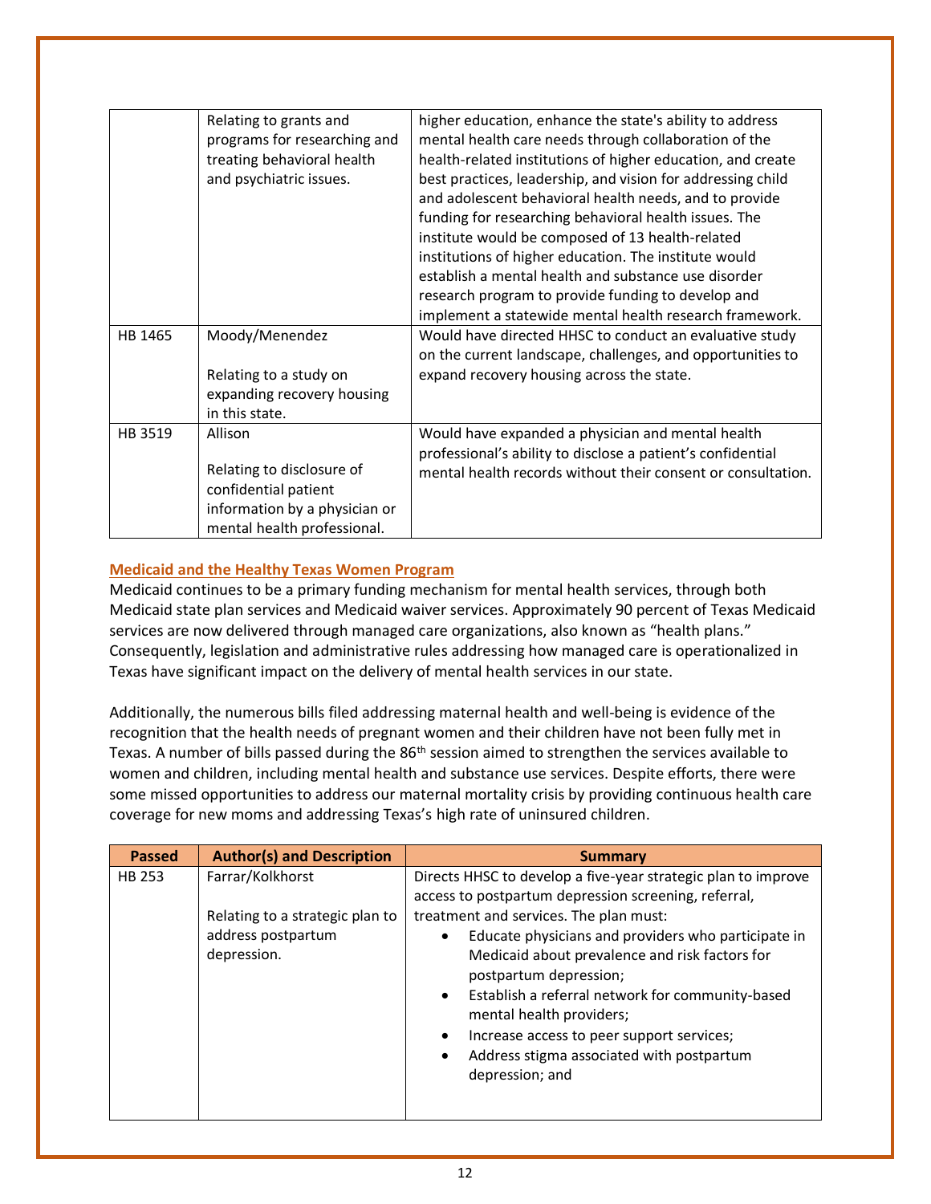| | | |
|---|---|---|
| | Relating to grants and programs for researching and treating behavioral health and psychiatric issues. | higher education, enhance the state's ability to address mental health care needs through collaboration of the health-related institutions of higher education, and create best practices, leadership, and vision for addressing child and adolescent behavioral health needs, and to provide funding for researching behavioral health issues. The institute would be composed of 13 health-related institutions of higher education. The institute would establish a mental health and substance use disorder research program to provide funding to develop and implement a statewide mental health research framework. |
| HB 1465 | Moody/Menendez<br><br>Relating to a study on expanding recovery housing in this state. | Would have directed HHSC to conduct an evaluative study on the current landscape, challenges, and opportunities to expand recovery housing across the state. |
| HB 3519 | Allison<br><br>Relating to disclosure of confidential patient information by a physician or mental health professional. | Would have expanded a physician and mental health professional's ability to disclose a patient's confidential mental health records without their consent or consultation. |

## Medicaid and the Healthy Texas Women Program

Medicaid continues to be a primary funding mechanism for mental health services, through both Medicaid state plan services and Medicaid waiver services. Approximately 90 percent of Texas Medicaid services are now delivered through managed care organizations, also known as "health plans." Consequently, legislation and administrative rules addressing how managed care is operationalized in Texas have significant impact on the delivery of mental health services in our state.

Additionally, the numerous bills filed addressing maternal health and well-being is evidence of the recognition that the health needs of pregnant women and their children have not been fully met in Texas. A number of bills passed during the 86th session aimed to strengthen the services available to women and children, including mental health and substance use services. Despite efforts, there were some missed opportunities to address our maternal mortality crisis by providing continuous health care coverage for new moms and addressing Texas's high rate of uninsured children.

| Passed | Author(s) and Description | Summary |
|---|---|---|
| HB 253 | Farrar/Kolkhorst<br><br>Relating to a strategic plan to address postpartum depression. | Directs HHSC to develop a five-year strategic plan to improve access to postpartum depression screening, referral, treatment and services. The plan must:<br>• Educate physicians and providers who participate in Medicaid about prevalence and risk factors for postpartum depression;<br>• Establish a referral network for community-based mental health providers;<br>• Increase access to peer support services;<br>• Address stigma associated with postpartum depression; and |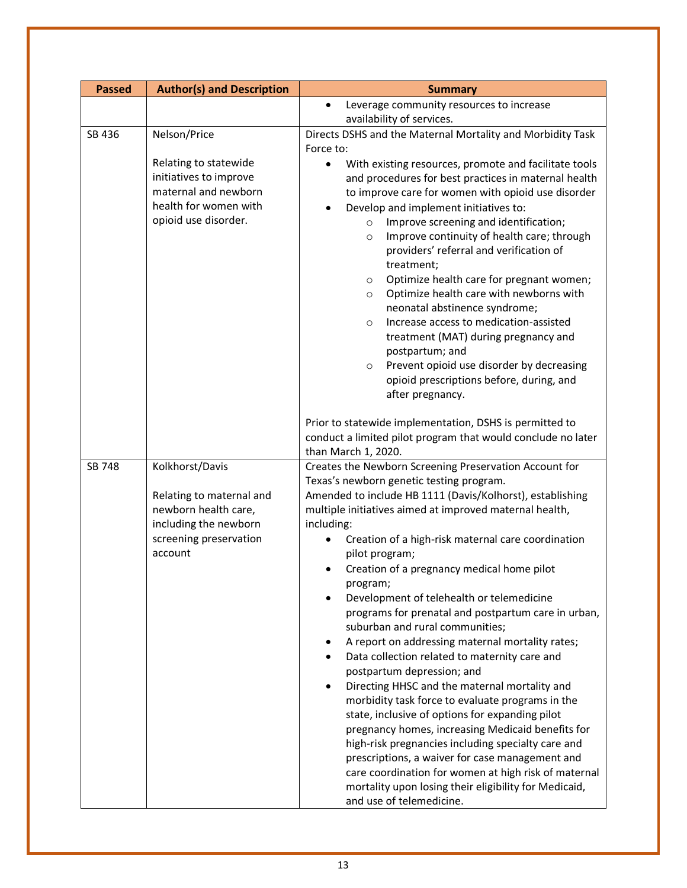| Passed | Author(s) and Description | Summary |
|---|---|---|
| | | • Leverage community resources to increase availability of services. |
| SB 436 | Nelson/Price<br><br>Relating to statewide initiatives to improve maternal and newborn health for women with opioid use disorder. | Directs DSHS and the Maternal Mortality and Morbidity Task Force to:<br>• With existing resources, promote and facilitate tools and procedures for best practices in maternal health to improve care for women with opioid use disorder<br>• Develop and implement initiatives to:<br>  ○ Improve screening and identification;<br>  ○ Improve continuity of health care; through providers' referral and verification of treatment;<br>  ○ Optimize health care for pregnant women;<br>  ○ Optimize health care with newborns with neonatal abstinence syndrome;<br>  ○ Increase access to medication-assisted treatment (MAT) during pregnancy and postpartum; and<br>  ○ Prevent opioid use disorder by decreasing opioid prescriptions before, during, and after pregnancy.<br><br>Prior to statewide implementation, DSHS is permitted to conduct a limited pilot program that would conclude no later than March 1, 2020. |
| SB 748 | Kolkhorst/Davis<br><br>Relating to maternal and newborn health care, including the newborn screening preservation account | Creates the Newborn Screening Preservation Account for Texas's newborn genetic testing program.<br>Amended to include HB 1111 (Davis/Kolhorst), establishing multiple initiatives aimed at improved maternal health, including:<br>• Creation of a high-risk maternal care coordination pilot program;<br>• Creation of a pregnancy medical home pilot program;<br>• Development of telehealth or telemedicine programs for prenatal and postpartum care in urban, suburban and rural communities;<br>• A report on addressing maternal mortality rates;<br>• Data collection related to maternity care and postpartum depression; and<br>• Directing HHSC and the maternal mortality and morbidity task force to evaluate programs in the state, inclusive of options for expanding pilot pregnancy homes, increasing Medicaid benefits for high-risk pregnancies including specialty care and prescriptions, a waiver for case management and care coordination for women at high risk of maternal mortality upon losing their eligibility for Medicaid, and use of telemedicine. |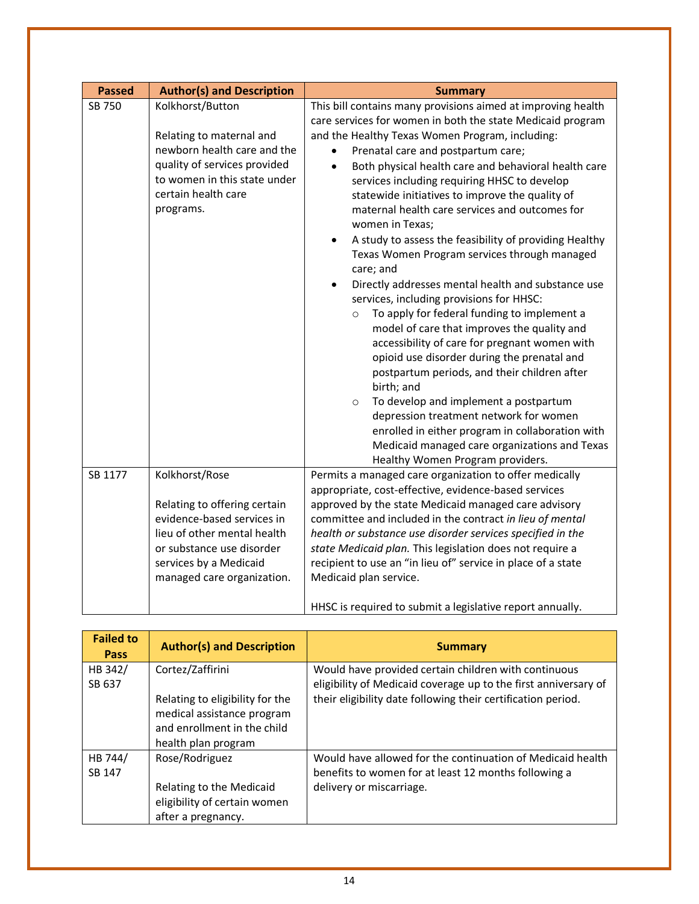| Passed | Author(s) and Description | Summary |
|---|---|---|
| SB 750 | Kolkhorst/Button<br><br>Relating to maternal and newborn health care and the quality of services provided to women in this state under certain health care programs. | This bill contains many provisions aimed at improving health care services for women in both the state Medicaid program and the Healthy Texas Women Program, including:<br>• Prenatal care and postpartum care;<br>• Both physical health care and behavioral health care services including requiring HHSC to develop statewide initiatives to improve the quality of maternal health care services and outcomes for women in Texas;<br>• A study to assess the feasibility of providing Healthy Texas Women Program services through managed care; and<br>• Directly addresses mental health and substance use services, including provisions for HHSC:<br>○ To apply for federal funding to implement a model of care that improves the quality and accessibility of care for pregnant women with opioid use disorder during the prenatal and postpartum periods, and their children after birth; and<br>○ To develop and implement a postpartum depression treatment network for women enrolled in either program in collaboration with Medicaid managed care organizations and Texas Healthy Women Program providers. |
| SB 1177 | Kolkhorst/Rose<br><br>Relating to offering certain evidence-based services in lieu of other mental health or substance use disorder services by a Medicaid managed care organization. | Permits a managed care organization to offer medically appropriate, cost-effective, evidence-based services approved by the state Medicaid managed care advisory committee and included in the contract *in lieu of mental health or substance use disorder services specified in the state Medicaid plan.* This legislation does not require a recipient to use an "in lieu of" service in place of a state Medicaid plan service.<br><br>HHSC is required to submit a legislative report annually. |

| Failed to Pass | Author(s) and Description | Summary |
|---|---|---|
| HB 342/ SB 637 | Cortez/Zaffirini<br><br>Relating to eligibility for the medical assistance program and enrollment in the child health plan program | Would have provided certain children with continuous eligibility of Medicaid coverage up to the first anniversary of their eligibility date following their certification period. |
| HB 744/ SB 147 | Rose/Rodriguez<br><br>Relating to the Medicaid eligibility of certain women after a pregnancy. | Would have allowed for the continuation of Medicaid health benefits to women for at least 12 months following a delivery or miscarriage. |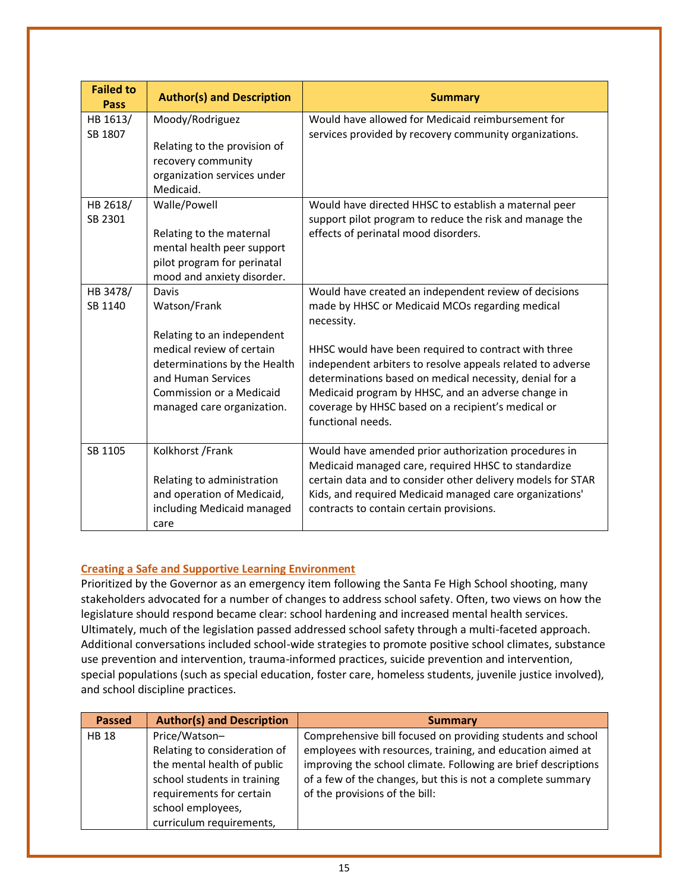| Failed to Pass | Author(s) and Description | Summary |
|---|---|---|
| HB 1613/ SB 1807 | Moody/Rodriguez<br><br>Relating to the provision of recovery community organization services under Medicaid. | Would have allowed for Medicaid reimbursement for services provided by recovery community organizations. |
| HB 2618/ SB 2301 | Walle/Powell<br><br>Relating to the maternal mental health peer support pilot program for perinatal mood and anxiety disorder. | Would have directed HHSC to establish a maternal peer support pilot program to reduce the risk and manage the effects of perinatal mood disorders. |
| HB 3478/ SB 1140 | Davis<br>Watson/Frank<br><br>Relating to an independent medical review of certain determinations by the Health and Human Services Commission or a Medicaid managed care organization. | Would have created an independent review of decisions made by HHSC or Medicaid MCOs regarding medical necessity.<br><br>HHSC would have been required to contract with three independent arbiters to resolve appeals related to adverse determinations based on medical necessity, denial for a Medicaid program by HHSC, and an adverse change in coverage by HHSC based on a recipient's medical or functional needs. |
| SB 1105 | Kolkhorst /Frank<br><br>Relating to administration and operation of Medicaid, including Medicaid managed care | Would have amended prior authorization procedures in Medicaid managed care, required HHSC to standardize certain data and to consider other delivery models for STAR Kids, and required Medicaid managed care organizations' contracts to contain certain provisions. |

## Creating a Safe and Supportive Learning Environment

Prioritized by the Governor as an emergency item following the Santa Fe High School shooting, many stakeholders advocated for a number of changes to address school safety. Often, two views on how the legislature should respond became clear: school hardening and increased mental health services. Ultimately, much of the legislation passed addressed school safety through a multi-faceted approach. Additional conversations included school-wide strategies to promote positive school climates, substance use prevention and intervention, trauma-informed practices, suicide prevention and intervention, special populations (such as special education, foster care, homeless students, juvenile justice involved), and school discipline practices.

| Passed | Author(s) and Description | Summary |
|---|---|---|
| HB 18 | Price/Watson–<br>Relating to consideration of the mental health of public school students in training requirements for certain school employees, curriculum requirements, | Comprehensive bill focused on providing students and school employees with resources, training, and education aimed at improving the school climate. Following are brief descriptions of a few of the changes, but this is not a complete summary of the provisions of the bill: |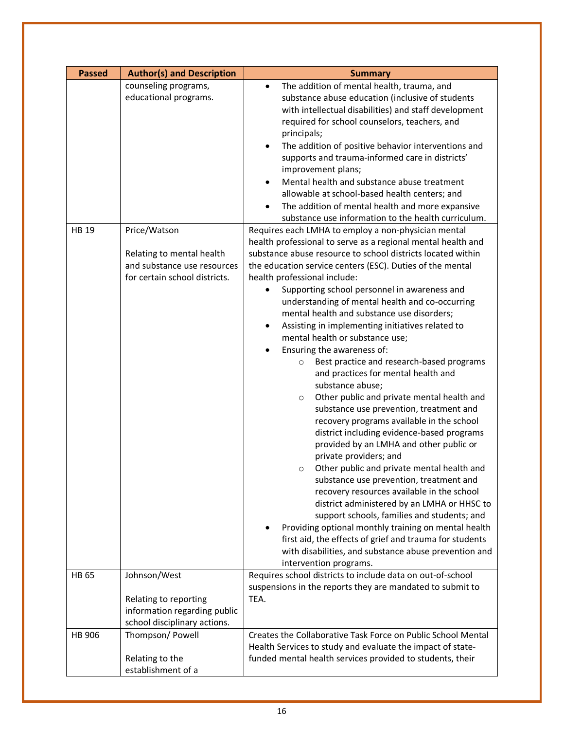| Passed | Author(s) and Description | Summary |
|---|---|---|
| | counseling programs, educational programs. | • The addition of mental health, trauma, and substance abuse education (inclusive of students with intellectual disabilities) and staff development required for school counselors, teachers, and principals;<br>• The addition of positive behavior interventions and supports and trauma-informed care in districts' improvement plans;<br>• Mental health and substance abuse treatment allowable at school-based health centers; and<br>• The addition of mental health and more expansive substance use information to the health curriculum. |
| HB 19 | Price/Watson<br><br>Relating to mental health and substance use resources for certain school districts. | Requires each LMHA to employ a non-physician mental health professional to serve as a regional mental health and substance abuse resource to school districts located within the education service centers (ESC). Duties of the mental health professional include:<br>• Supporting school personnel in awareness and understanding of mental health and co-occurring mental health and substance use disorders;<br>• Assisting in implementing initiatives related to mental health or substance use;<br>• Ensuring the awareness of:<br>  ○ Best practice and research-based programs and practices for mental health and substance abuse;<br>  ○ Other public and private mental health and substance use prevention, treatment and recovery programs available in the school district including evidence-based programs provided by an LMHA and other public or private providers; and<br>  ○ Other public and private mental health and substance use prevention, treatment and recovery resources available in the school district administered by an LMHA or HHSC to support schools, families and students; and<br>• Providing optional monthly training on mental health first aid, the effects of grief and trauma for students with disabilities, and substance abuse prevention and intervention programs. |
| HB 65 | Johnson/West<br><br>Relating to reporting information regarding public school disciplinary actions. | Requires school districts to include data on out-of-school suspensions in the reports they are mandated to submit to TEA. |
| HB 906 | Thompson/ Powell<br><br>Relating to the establishment of a | Creates the Collaborative Task Force on Public School Mental Health Services to study and evaluate the impact of state-funded mental health services provided to students, their |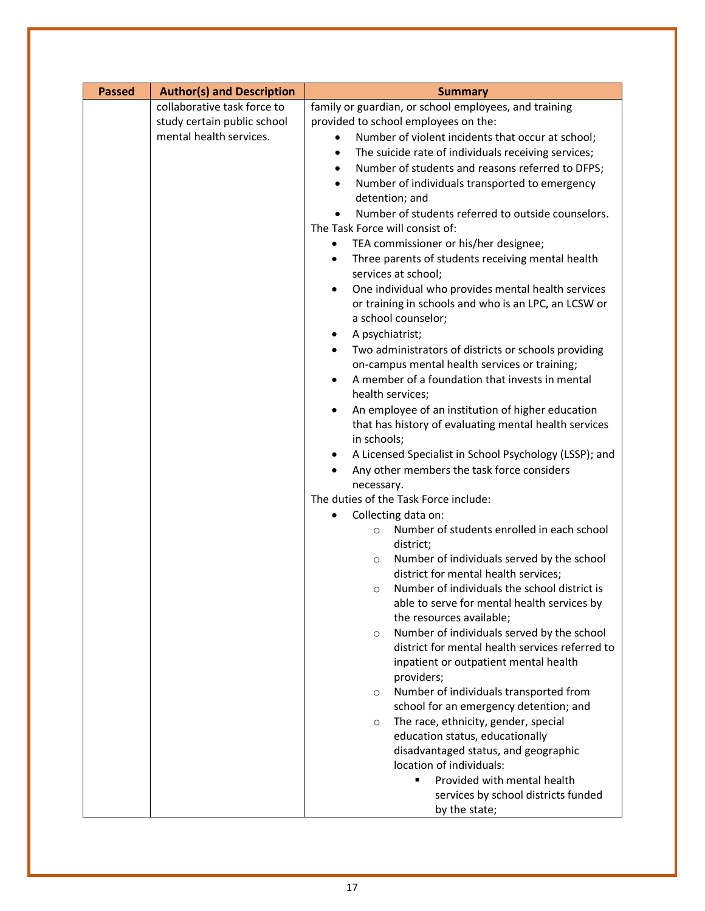| Passed | Author(s) and Description | Summary |
|---|---|---|
| | collaborative task force to study certain public school mental health services. | family or guardian, or school employees, and training provided to school employees on the:<br>• Number of violent incidents that occur at school;<br>• The suicide rate of individuals receiving services;<br>• Number of students and reasons referred to DFPS;<br>• Number of individuals transported to emergency detention; and<br>• Number of students referred to outside counselors.<br>The Task Force will consist of:<br>• TEA commissioner or his/her designee;<br>• Three parents of students receiving mental health services at school;<br>• One individual who provides mental health services or training in schools and who is an LPC, an LCSW or a school counselor;<br>• A psychiatrist;<br>• Two administrators of districts or schools providing on-campus mental health services or training;<br>• A member of a foundation that invests in mental health services;<br>• An employee of an institution of higher education that has history of evaluating mental health services in schools;<br>• A Licensed Specialist in School Psychology (LSSP); and<br>• Any other members the task force considers necessary.<br>The duties of the Task Force include:<br>• Collecting data on:<br>&nbsp;&nbsp;&nbsp;&nbsp;○ Number of students enrolled in each school district;<br>&nbsp;&nbsp;&nbsp;&nbsp;○ Number of individuals served by the school district for mental health services;<br>&nbsp;&nbsp;&nbsp;&nbsp;○ Number of individuals the school district is able to serve for mental health services by the resources available;<br>&nbsp;&nbsp;&nbsp;&nbsp;○ Number of individuals served by the school district for mental health services referred to inpatient or outpatient mental health providers;<br>&nbsp;&nbsp;&nbsp;&nbsp;○ Number of individuals transported from school for an emergency detention; and<br>&nbsp;&nbsp;&nbsp;&nbsp;○ The race, ethnicity, gender, special education status, educationally disadvantaged status, and geographic location of individuals:<br>&nbsp;&nbsp;&nbsp;&nbsp;&nbsp;&nbsp;&nbsp;&nbsp;▪ Provided with mental health services by school districts funded by the state; |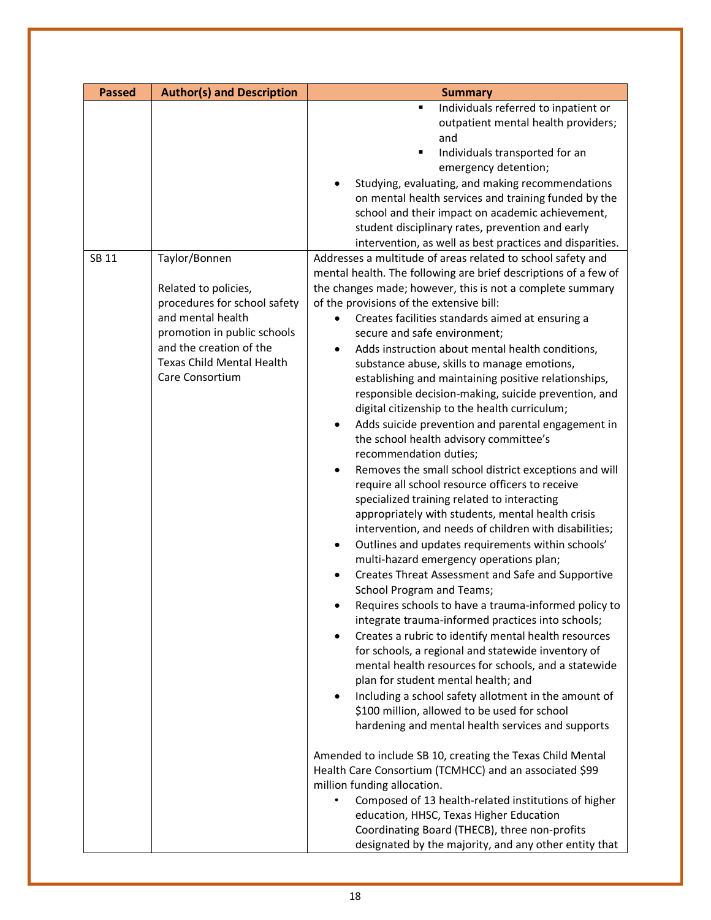| Passed | Author(s) and Description | Summary |
|---|---|---|
| | | ▪ Individuals referred to inpatient or outpatient mental health providers; and<br>▪ Individuals transported for an emergency detention;<br>• Studying, evaluating, and making recommendations on mental health services and training funded by the school and their impact on academic achievement, student disciplinary rates, prevention and early intervention, as well as best practices and disparities. |
| SB 11 | Taylor/Bonnen<br><br>Related to policies, procedures for school safety and mental health promotion in public schools and the creation of the Texas Child Mental Health Care Consortium | Addresses a multitude of areas related to school safety and mental health. The following are brief descriptions of a few of the changes made; however, this is not a complete summary of the provisions of the extensive bill:<br>• Creates facilities standards aimed at ensuring a secure and safe environment;<br>• Adds instruction about mental health conditions, substance abuse, skills to manage emotions, establishing and maintaining positive relationships, responsible decision-making, suicide prevention, and digital citizenship to the health curriculum;<br>• Adds suicide prevention and parental engagement in the school health advisory committee's recommendation duties;<br>• Removes the small school district exceptions and will require all school resource officers to receive specialized training related to interacting appropriately with students, mental health crisis intervention, and needs of children with disabilities;<br>• Outlines and updates requirements within schools' multi-hazard emergency operations plan;<br>• Creates Threat Assessment and Safe and Supportive School Program and Teams;<br>• Requires schools to have a trauma-informed policy to integrate trauma-informed practices into schools;<br>• Creates a rubric to identify mental health resources for schools, a regional and statewide inventory of mental health resources for schools, and a statewide plan for student mental health; and<br>• Including a school safety allotment in the amount of $100 million, allowed to be used for school hardening and mental health services and supports<br><br>Amended to include SB 10, creating the Texas Child Mental Health Care Consortium (TCMHCC) and an associated $99 million funding allocation.<br>• Composed of 13 health-related institutions of higher education, HHSC, Texas Higher Education Coordinating Board (THECB), three non-profits designated by the majority, and any other entity that |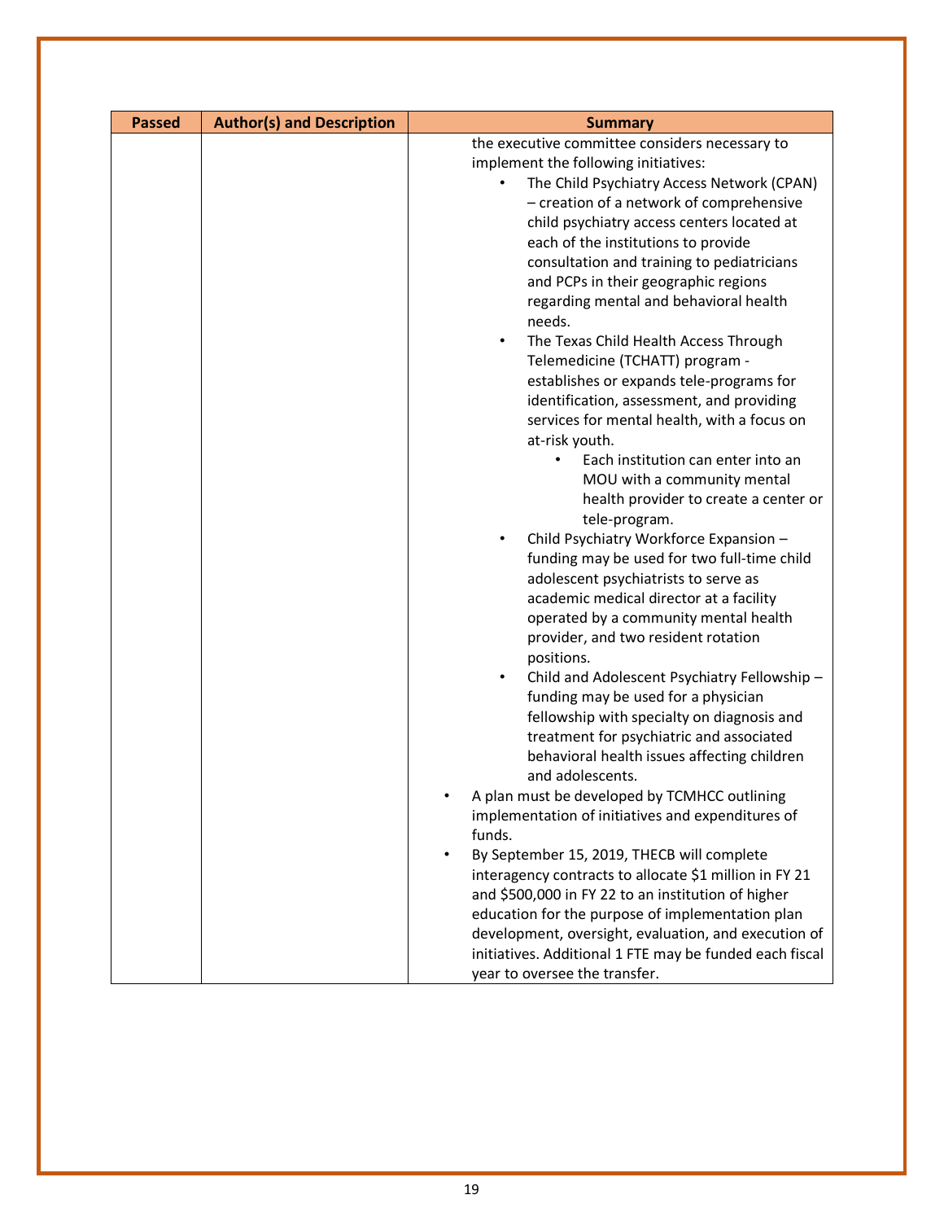| Passed | Author(s) and Description | Summary |
|---|---|---|
| | | the executive committee considers necessary to implement the following initiatives:<br>• The Child Psychiatry Access Network (CPAN) – creation of a network of comprehensive child psychiatry access centers located at each of the institutions to provide consultation and training to pediatricians and PCPs in their geographic regions regarding mental and behavioral health needs.<br>• The Texas Child Health Access Through Telemedicine (TCHATT) program - establishes or expands tele-programs for identification, assessment, and providing services for mental health, with a focus on at-risk youth.<br>  • Each institution can enter into an MOU with a community mental health provider to create a center or tele-program.<br>• Child Psychiatry Workforce Expansion – funding may be used for two full-time child adolescent psychiatrists to serve as academic medical director at a facility operated by a community mental health provider, and two resident rotation positions.<br>• Child and Adolescent Psychiatry Fellowship – funding may be used for a physician fellowship with specialty on diagnosis and treatment for psychiatric and associated behavioral health issues affecting children and adolescents.<br>• A plan must be developed by TCMHCC outlining implementation of initiatives and expenditures of funds.<br>• By September 15, 2019, THECB will complete interagency contracts to allocate $1 million in FY 21 and $500,000 in FY 22 to an institution of higher education for the purpose of implementation plan development, oversight, evaluation, and execution of initiatives. Additional 1 FTE may be funded each fiscal year to oversee the transfer. |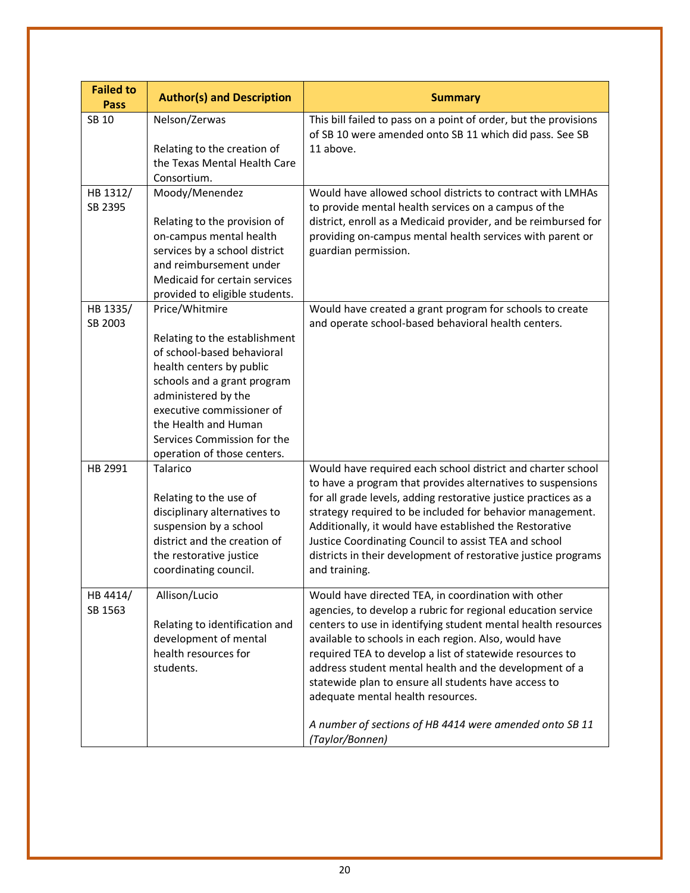| Failed to Pass | Author(s) and Description | Summary |
|---|---|---|
| SB 10 | Nelson/Zerwas<br><br>Relating to the creation of the Texas Mental Health Care Consortium. | This bill failed to pass on a point of order, but the provisions of SB 10 were amended onto SB 11 which did pass. See SB 11 above. |
| HB 1312/ SB 2395 | Moody/Menendez<br><br>Relating to the provision of on-campus mental health services by a school district and reimbursement under Medicaid for certain services provided to eligible students. | Would have allowed school districts to contract with LMHAs to provide mental health services on a campus of the district, enroll as a Medicaid provider, and be reimbursed for providing on-campus mental health services with parent or guardian permission. |
| HB 1335/ SB 2003 | Price/Whitmire<br><br>Relating to the establishment of school-based behavioral health centers by public schools and a grant program administered by the executive commissioner of the Health and Human Services Commission for the operation of those centers. | Would have created a grant program for schools to create and operate school-based behavioral health centers. |
| HB 2991 | Talarico<br><br>Relating to the use of disciplinary alternatives to suspension by a school district and the creation of the restorative justice coordinating council. | Would have required each school district and charter school to have a program that provides alternatives to suspensions for all grade levels, adding restorative justice practices as a strategy required to be included for behavior management. Additionally, it would have established the Restorative Justice Coordinating Council to assist TEA and school districts in their development of restorative justice programs and training. |
| HB 4414/ SB 1563 | Allison/Lucio<br><br>Relating to identification and development of mental health resources for students. | Would have directed TEA, in coordination with other agencies, to develop a rubric for regional education service centers to use in identifying student mental health resources available to schools in each region. Also, would have required TEA to develop a list of statewide resources to address student mental health and the development of a statewide plan to ensure all students have access to adequate mental health resources.<br><br>*A number of sections of HB 4414 were amended onto SB 11 (Taylor/Bonnen)* |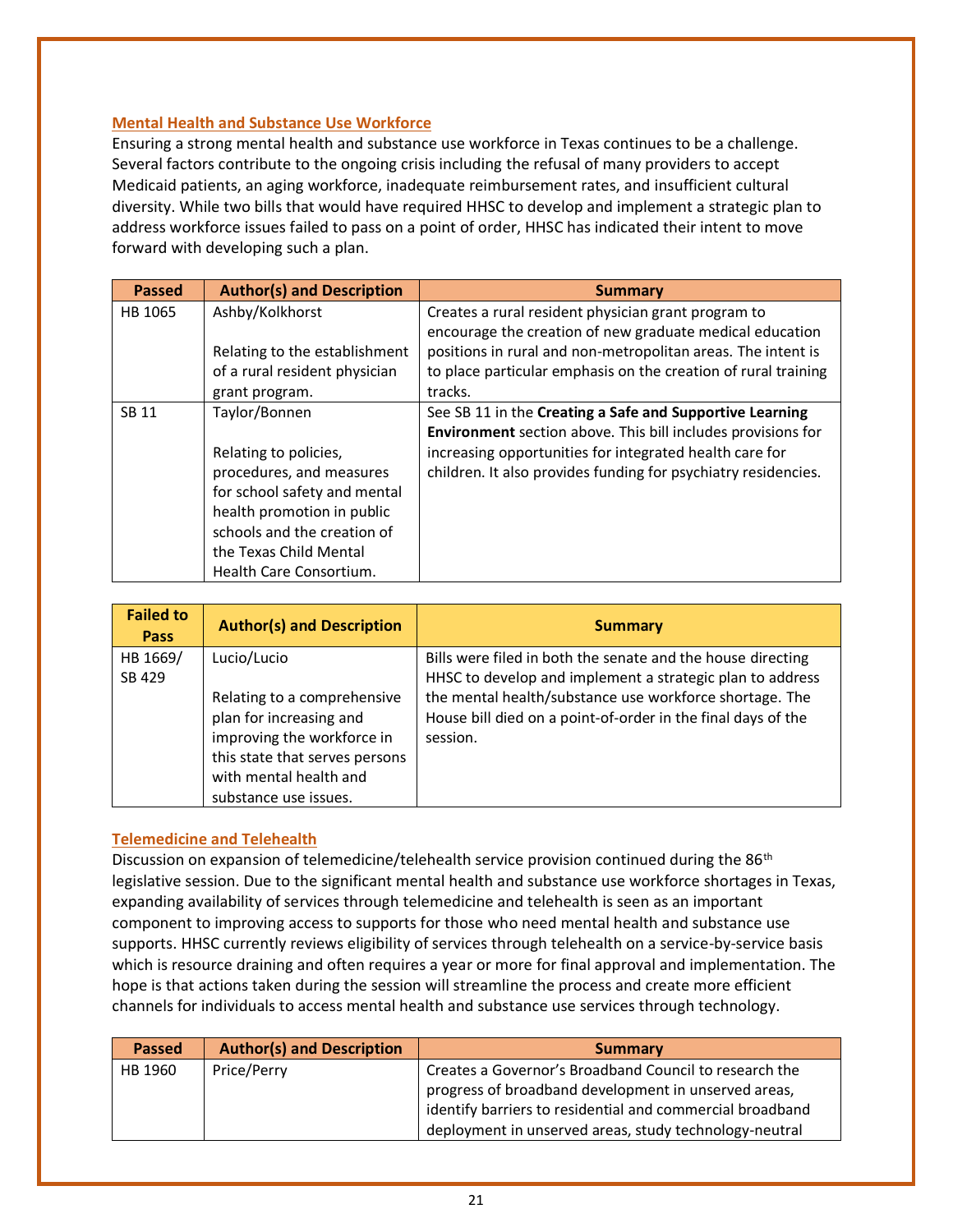## Mental Health and Substance Use Workforce

Ensuring a strong mental health and substance use workforce in Texas continues to be a challenge. Several factors contribute to the ongoing crisis including the refusal of many providers to accept Medicaid patients, an aging workforce, inadequate reimbursement rates, and insufficient cultural diversity. While two bills that would have required HHSC to develop and implement a strategic plan to address workforce issues failed to pass on a point of order, HHSC has indicated their intent to move forward with developing such a plan.

| Passed | Author(s) and Description | Summary |
|---|---|---|
| HB 1065 | Ashby/Kolkhorst<br><br>Relating to the establishment of a rural resident physician grant program. | Creates a rural resident physician grant program to encourage the creation of new graduate medical education positions in rural and non-metropolitan areas. The intent is to place particular emphasis on the creation of rural training tracks. |
| SB 11 | Taylor/Bonnen<br><br>Relating to policies, procedures, and measures for school safety and mental health promotion in public schools and the creation of the Texas Child Mental Health Care Consortium. | See SB 11 in the **Creating a Safe and Supportive Learning Environment** section above. This bill includes provisions for increasing opportunities for integrated health care for children. It also provides funding for psychiatry residencies. |

| Failed to Pass | Author(s) and Description | Summary |
|---|---|---|
| HB 1669/ SB 429 | Lucio/Lucio<br><br>Relating to a comprehensive plan for increasing and improving the workforce in this state that serves persons with mental health and substance use issues. | Bills were filed in both the senate and the house directing HHSC to develop and implement a strategic plan to address the mental health/substance use workforce shortage. The House bill died on a point-of-order in the final days of the session. |

## Telemedicine and Telehealth

Discussion on expansion of telemedicine/telehealth service provision continued during the 86th legislative session. Due to the significant mental health and substance use workforce shortages in Texas, expanding availability of services through telemedicine and telehealth is seen as an important component to improving access to supports for those who need mental health and substance use supports. HHSC currently reviews eligibility of services through telehealth on a service-by-service basis which is resource draining and often requires a year or more for final approval and implementation. The hope is that actions taken during the session will streamline the process and create more efficient channels for individuals to access mental health and substance use services through technology.

| Passed | Author(s) and Description | Summary |
|---|---|---|
| HB 1960 | Price/Perry | Creates a Governor's Broadband Council to research the progress of broadband development in unserved areas, identify barriers to residential and commercial broadband deployment in unserved areas, study technology-neutral |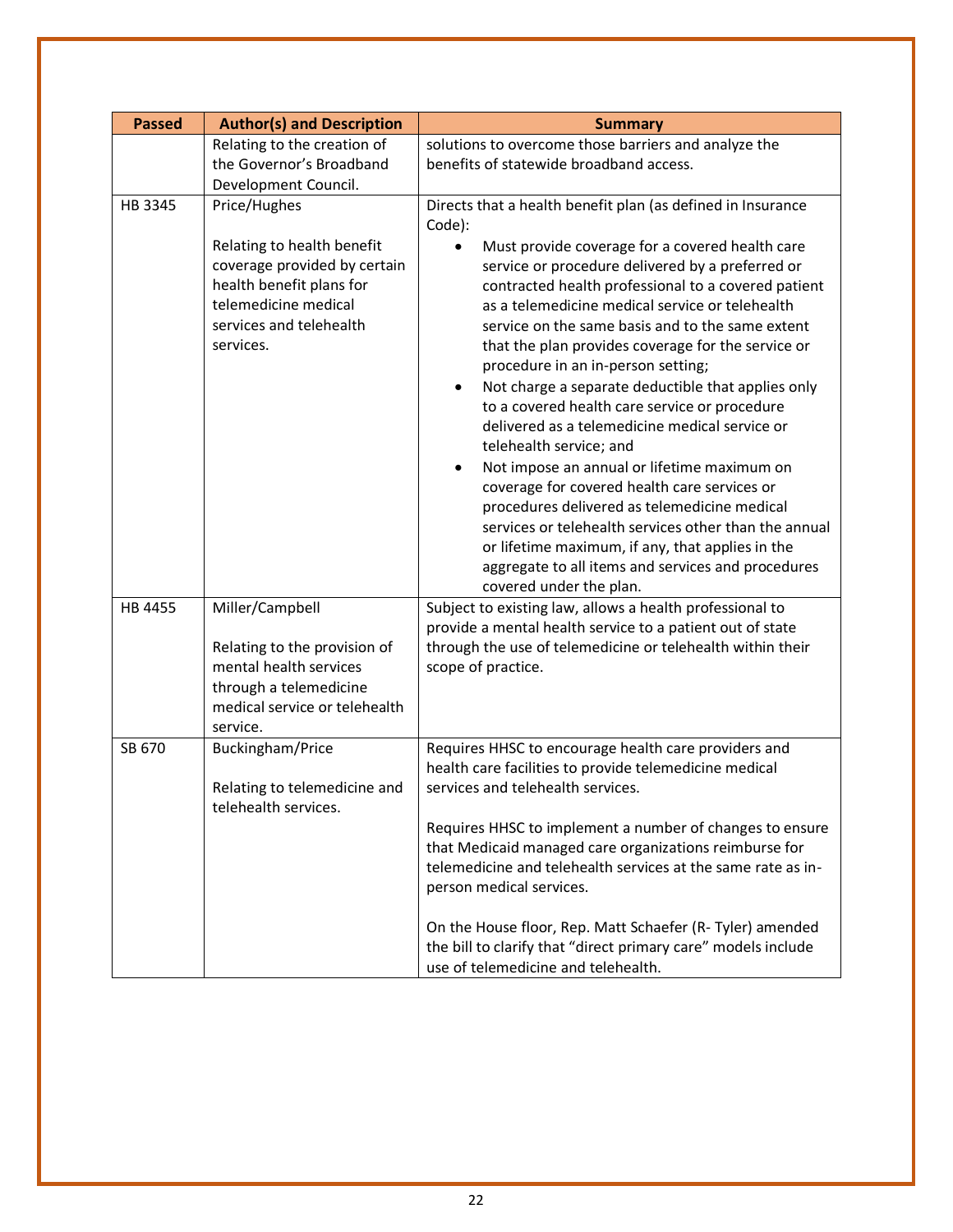| Passed | Author(s) and Description | Summary |
|---|---|---|
| | Relating to the creation of the Governor's Broadband Development Council. | solutions to overcome those barriers and analyze the benefits of statewide broadband access. |
| HB 3345 | Price/Hughes<br><br>Relating to health benefit coverage provided by certain health benefit plans for telemedicine medical services and telehealth services. | Directs that a health benefit plan (as defined in Insurance Code):<br>• Must provide coverage for a covered health care service or procedure delivered by a preferred or contracted health professional to a covered patient as a telemedicine medical service or telehealth service on the same basis and to the same extent that the plan provides coverage for the service or procedure in an in-person setting;<br>• Not charge a separate deductible that applies only to a covered health care service or procedure delivered as a telemedicine medical service or telehealth service; and<br>• Not impose an annual or lifetime maximum on coverage for covered health care services or procedures delivered as telemedicine medical services or telehealth services other than the annual or lifetime maximum, if any, that applies in the aggregate to all items and services and procedures covered under the plan. |
| HB 4455 | Miller/Campbell<br><br>Relating to the provision of mental health services through a telemedicine medical service or telehealth service. | Subject to existing law, allows a health professional to provide a mental health service to a patient out of state through the use of telemedicine or telehealth within their scope of practice. |
| SB 670 | Buckingham/Price<br><br>Relating to telemedicine and telehealth services. | Requires HHSC to encourage health care providers and health care facilities to provide telemedicine medical services and telehealth services.<br><br>Requires HHSC to implement a number of changes to ensure that Medicaid managed care organizations reimburse for telemedicine and telehealth services at the same rate as in-person medical services.<br><br>On the House floor, Rep. Matt Schaefer (R- Tyler) amended the bill to clarify that "direct primary care" models include use of telemedicine and telehealth. |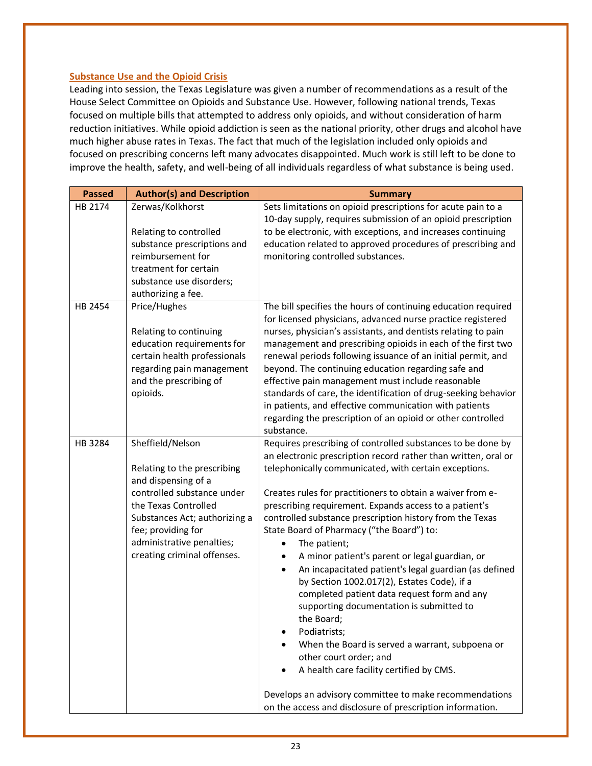## Substance Use and the Opioid Crisis

Leading into session, the Texas Legislature was given a number of recommendations as a result of the House Select Committee on Opioids and Substance Use. However, following national trends, Texas focused on multiple bills that attempted to address only opioids, and without consideration of harm reduction initiatives. While opioid addiction is seen as the national priority, other drugs and alcohol have much higher abuse rates in Texas. The fact that much of the legislation included only opioids and focused on prescribing concerns left many advocates disappointed. Much work is still left to be done to improve the health, safety, and well-being of all individuals regardless of what substance is being used.

| Passed | Author(s) and Description | Summary |
|---|---|---|
| HB 2174 | Zerwas/Kolkhorst<br><br>Relating to controlled substance prescriptions and reimbursement for treatment for certain substance use disorders; authorizing a fee. | Sets limitations on opioid prescriptions for acute pain to a 10-day supply, requires submission of an opioid prescription to be electronic, with exceptions, and increases continuing education related to approved procedures of prescribing and monitoring controlled substances. |
| HB 2454 | Price/Hughes<br><br>Relating to continuing education requirements for certain health professionals regarding pain management and the prescribing of opioids. | The bill specifies the hours of continuing education required for licensed physicians, advanced nurse practice registered nurses, physician's assistants, and dentists relating to pain management and prescribing opioids in each of the first two renewal periods following issuance of an initial permit, and beyond. The continuing education regarding safe and effective pain management must include reasonable standards of care, the identification of drug-seeking behavior in patients, and effective communication with patients regarding the prescription of an opioid or other controlled substance. |
| HB 3284 | Sheffield/Nelson<br><br>Relating to the prescribing and dispensing of a controlled substance under the Texas Controlled Substances Act; authorizing a fee; providing for administrative penalties; creating criminal offenses. | Requires prescribing of controlled substances to be done by an electronic prescription record rather than written, oral or telephonically communicated, with certain exceptions.<br><br>Creates rules for practitioners to obtain a waiver from e-prescribing requirement. Expands access to a patient's controlled substance prescription history from the Texas State Board of Pharmacy ("the Board") to:<br>• The patient;<br>• A minor patient's parent or legal guardian, or<br>• An incapacitated patient's legal guardian (as defined by Section 1002.017(2), Estates Code), if a completed patient data request form and any supporting documentation is submitted to the Board;<br>• Podiatrists;<br>• When the Board is served a warrant, subpoena or other court order; and<br>• A health care facility certified by CMS.<br><br>Develops an advisory committee to make recommendations on the access and disclosure of prescription information. |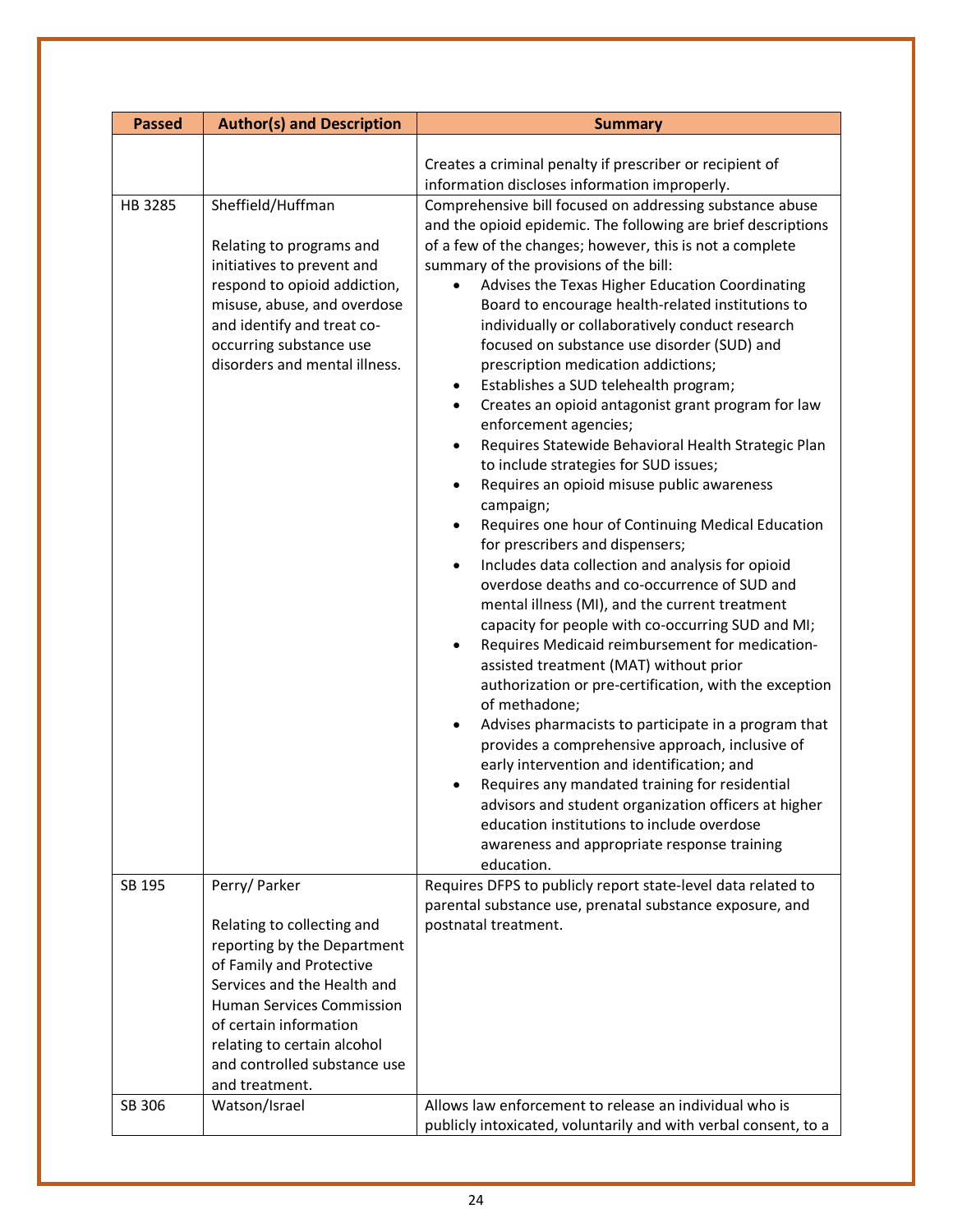| Passed | Author(s) and Description | Summary |
|---|---|---|
| | | Creates a criminal penalty if prescriber or recipient of information discloses information improperly. |
| HB 3285 | Sheffield/Huffman<br><br>Relating to programs and initiatives to prevent and respond to opioid addiction, misuse, abuse, and overdose and identify and treat co-occurring substance use disorders and mental illness. | Comprehensive bill focused on addressing substance abuse and the opioid epidemic. The following are brief descriptions of a few of the changes; however, this is not a complete summary of the provisions of the bill:<br>• Advises the Texas Higher Education Coordinating Board to encourage health-related institutions to individually or collaboratively conduct research focused on substance use disorder (SUD) and prescription medication addictions;<br>• Establishes a SUD telehealth program;<br>• Creates an opioid antagonist grant program for law enforcement agencies;<br>• Requires Statewide Behavioral Health Strategic Plan to include strategies for SUD issues;<br>• Requires an opioid misuse public awareness campaign;<br>• Requires one hour of Continuing Medical Education for prescribers and dispensers;<br>• Includes data collection and analysis for opioid overdose deaths and co-occurrence of SUD and mental illness (MI), and the current treatment capacity for people with co-occurring SUD and MI;<br>• Requires Medicaid reimbursement for medication-assisted treatment (MAT) without prior authorization or pre-certification, with the exception of methadone;<br>• Advises pharmacists to participate in a program that provides a comprehensive approach, inclusive of early intervention and identification; and<br>• Requires any mandated training for residential advisors and student organization officers at higher education institutions to include overdose awareness and appropriate response training education. |
| SB 195 | Perry/ Parker<br><br>Relating to collecting and reporting by the Department of Family and Protective Services and the Health and Human Services Commission of certain information relating to certain alcohol and controlled substance use and treatment. | Requires DFPS to publicly report state-level data related to parental substance use, prenatal substance exposure, and postnatal treatment. |
| SB 306 | Watson/Israel | Allows law enforcement to release an individual who is publicly intoxicated, voluntarily and with verbal consent, to a |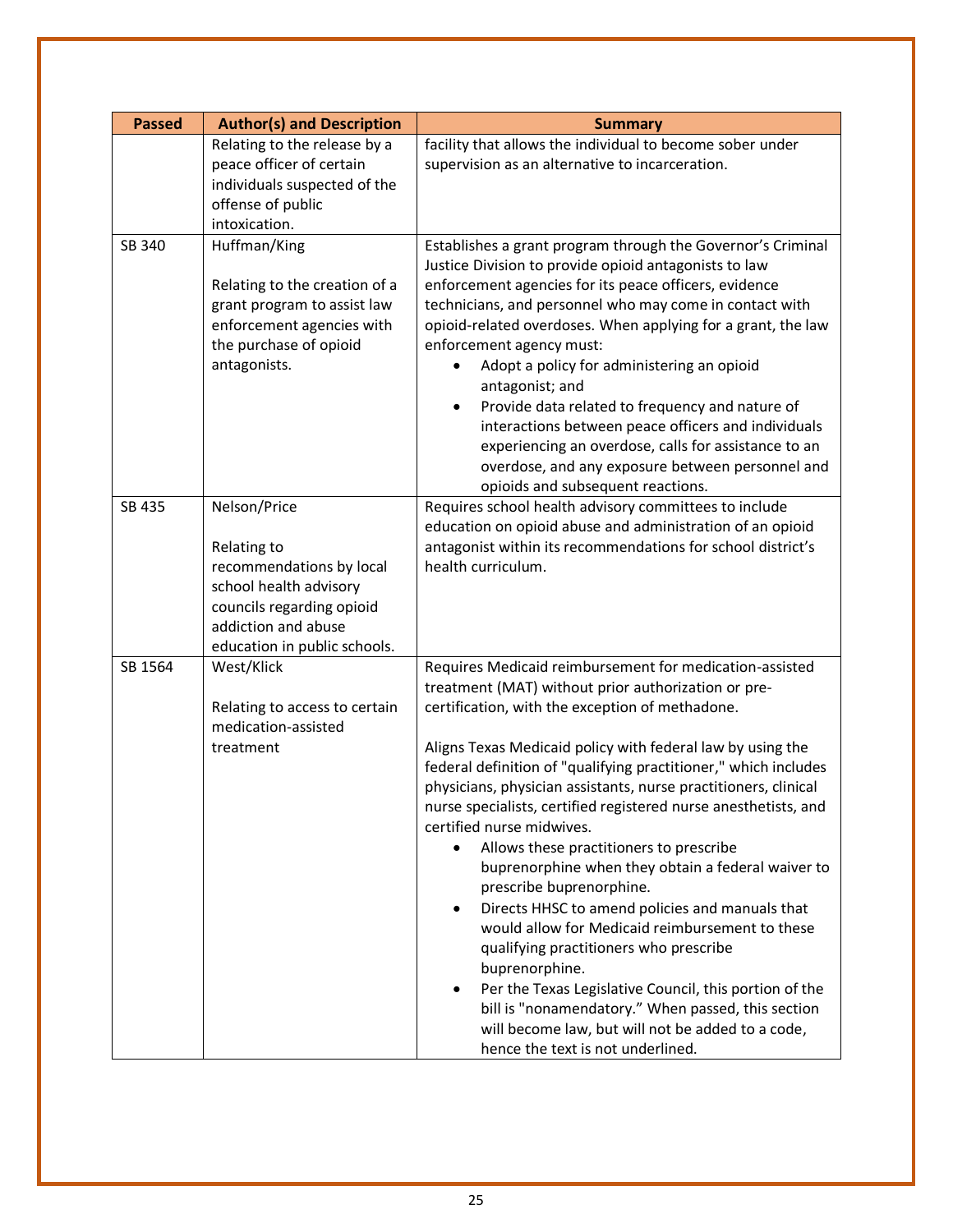| Passed | Author(s) and Description | Summary |
|---|---|---|
| | Relating to the release by a peace officer of certain individuals suspected of the offense of public intoxication. | facility that allows the individual to become sober under supervision as an alternative to incarceration. |
| SB 340 | Huffman/King<br><br>Relating to the creation of a grant program to assist law enforcement agencies with the purchase of opioid antagonists. | Establishes a grant program through the Governor's Criminal Justice Division to provide opioid antagonists to law enforcement agencies for its peace officers, evidence technicians, and personnel who may come in contact with opioid-related overdoses. When applying for a grant, the law enforcement agency must:<br>• Adopt a policy for administering an opioid antagonist; and<br>• Provide data related to frequency and nature of interactions between peace officers and individuals experiencing an overdose, calls for assistance to an overdose, and any exposure between personnel and opioids and subsequent reactions. |
| SB 435 | Nelson/Price<br><br>Relating to recommendations by local school health advisory councils regarding opioid addiction and abuse education in public schools. | Requires school health advisory committees to include education on opioid abuse and administration of an opioid antagonist within its recommendations for school district's health curriculum. |
| SB 1564 | West/Klick<br><br>Relating to access to certain medication-assisted treatment | Requires Medicaid reimbursement for medication-assisted treatment (MAT) without prior authorization or pre-certification, with the exception of methadone.<br><br>Aligns Texas Medicaid policy with federal law by using the federal definition of "qualifying practitioner," which includes physicians, physician assistants, nurse practitioners, clinical nurse specialists, certified registered nurse anesthetists, and certified nurse midwives.<br>• Allows these practitioners to prescribe buprenorphine when they obtain a federal waiver to prescribe buprenorphine.<br>• Directs HHSC to amend policies and manuals that would allow for Medicaid reimbursement to these qualifying practitioners who prescribe buprenorphine.<br>• Per the Texas Legislative Council, this portion of the bill is "nonamendatory." When passed, this section will become law, but will not be added to a code, hence the text is not underlined. |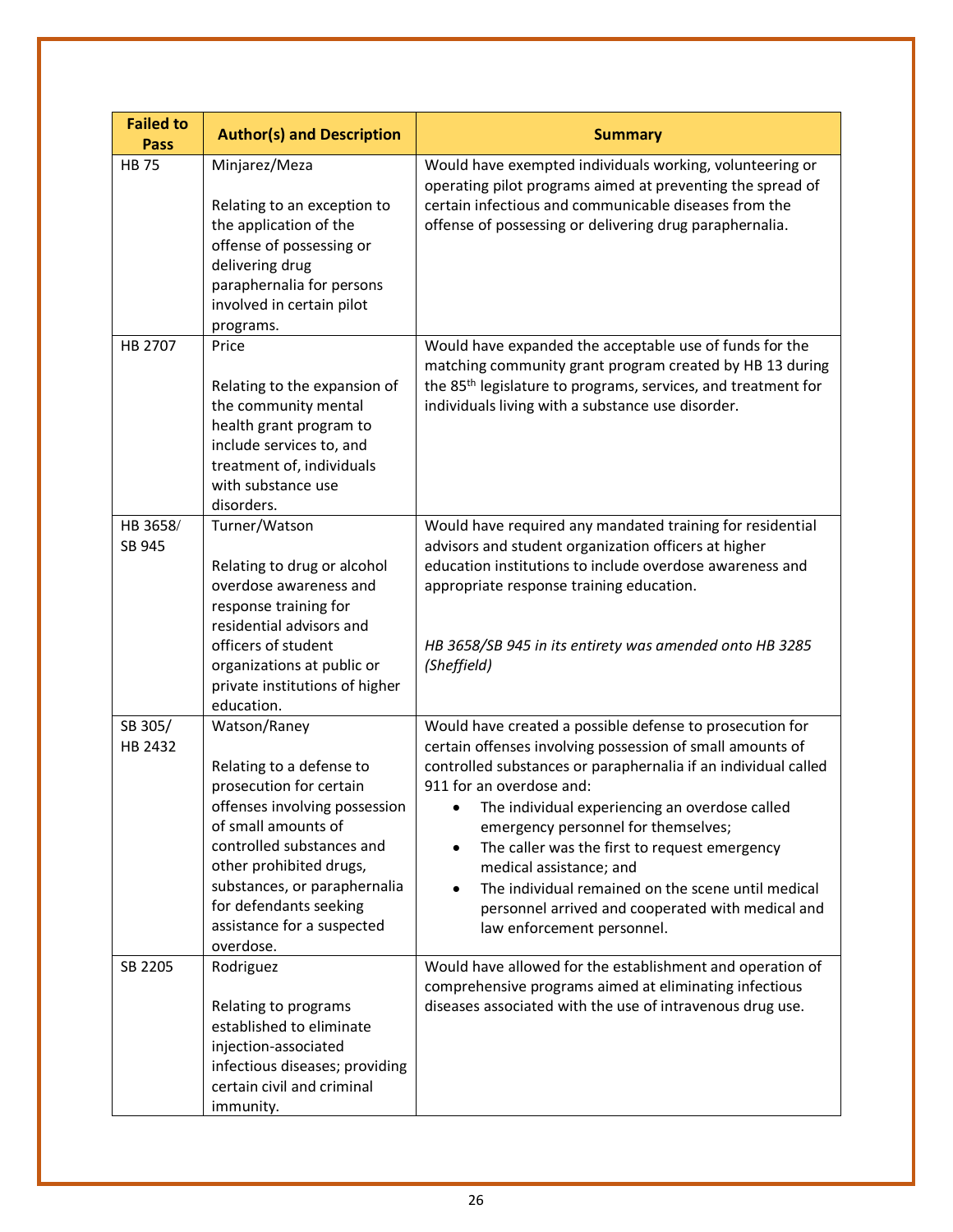| Failed to Pass | Author(s) and Description | Summary |
|---|---|---|
| HB 75 | Minjarez/Meza<br><br>Relating to an exception to the application of the offense of possessing or delivering drug paraphernalia for persons involved in certain pilot programs. | Would have exempted individuals working, volunteering or operating pilot programs aimed at preventing the spread of certain infectious and communicable diseases from the offense of possessing or delivering drug paraphernalia. |
| HB 2707 | Price<br><br>Relating to the expansion of the community mental health grant program to include services to, and treatment of, individuals with substance use disorders. | Would have expanded the acceptable use of funds for the matching community grant program created by HB 13 during the 85th legislature to programs, services, and treatment for individuals living with a substance use disorder. |
| HB 3658/ SB 945 | Turner/Watson<br><br>Relating to drug or alcohol overdose awareness and response training for residential advisors and officers of student organizations at public or private institutions of higher education. | Would have required any mandated training for residential advisors and student organization officers at higher education institutions to include overdose awareness and appropriate response training education.<br><br>*HB 3658/SB 945 in its entirety was amended onto HB 3285 (Sheffield)* |
| SB 305/ HB 2432 | Watson/Raney<br><br>Relating to a defense to prosecution for certain offenses involving possession of small amounts of controlled substances and other prohibited drugs, substances, or paraphernalia for defendants seeking assistance for a suspected overdose. | Would have created a possible defense to prosecution for certain offenses involving possession of small amounts of controlled substances or paraphernalia if an individual called 911 for an overdose and:<br>• The individual experiencing an overdose called emergency personnel for themselves;<br>• The caller was the first to request emergency medical assistance; and<br>• The individual remained on the scene until medical personnel arrived and cooperated with medical and law enforcement personnel. |
| SB 2205 | Rodriguez<br><br>Relating to programs established to eliminate injection-associated infectious diseases; providing certain civil and criminal immunity. | Would have allowed for the establishment and operation of comprehensive programs aimed at eliminating infectious diseases associated with the use of intravenous drug use. |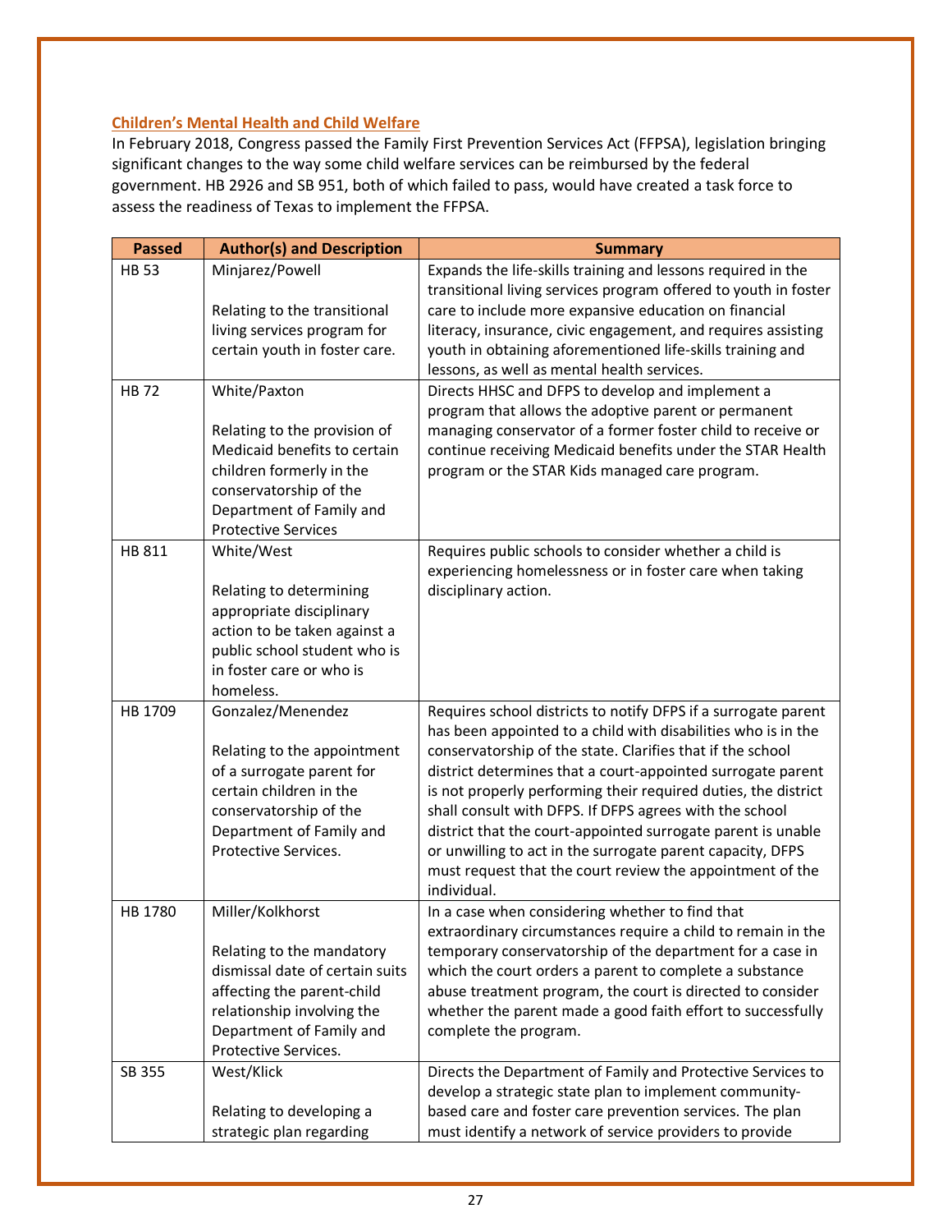## Children's Mental Health and Child Welfare

In February 2018, Congress passed the Family First Prevention Services Act (FFPSA), legislation bringing significant changes to the way some child welfare services can be reimbursed by the federal government. HB 2926 and SB 951, both of which failed to pass, would have created a task force to assess the readiness of Texas to implement the FFPSA.

| Passed | Author(s) and Description | Summary |
|---|---|---|
| HB 53 | Minjarez/Powell<br><br>Relating to the transitional living services program for certain youth in foster care. | Expands the life-skills training and lessons required in the transitional living services program offered to youth in foster care to include more expansive education on financial literacy, insurance, civic engagement, and requires assisting youth in obtaining aforementioned life-skills training and lessons, as well as mental health services. |
| HB 72 | White/Paxton<br><br>Relating to the provision of Medicaid benefits to certain children formerly in the conservatorship of the Department of Family and Protective Services | Directs HHSC and DFPS to develop and implement a program that allows the adoptive parent or permanent managing conservator of a former foster child to receive or continue receiving Medicaid benefits under the STAR Health program or the STAR Kids managed care program. |
| HB 811 | White/West<br><br>Relating to determining appropriate disciplinary action to be taken against a public school student who is in foster care or who is homeless. | Requires public schools to consider whether a child is experiencing homelessness or in foster care when taking disciplinary action. |
| HB 1709 | Gonzalez/Menendez<br><br>Relating to the appointment of a surrogate parent for certain children in the conservatorship of the Department of Family and Protective Services. | Requires school districts to notify DFPS if a surrogate parent has been appointed to a child with disabilities who is in the conservatorship of the state. Clarifies that if the school district determines that a court-appointed surrogate parent is not properly performing their required duties, the district shall consult with DFPS. If DFPS agrees with the school district that the court-appointed surrogate parent is unable or unwilling to act in the surrogate parent capacity, DFPS must request that the court review the appointment of the individual. |
| HB 1780 | Miller/Kolkhorst<br><br>Relating to the mandatory dismissal date of certain suits affecting the parent-child relationship involving the Department of Family and Protective Services. | In a case when considering whether to find that extraordinary circumstances require a child to remain in the temporary conservatorship of the department for a case in which the court orders a parent to complete a substance abuse treatment program, the court is directed to consider whether the parent made a good faith effort to successfully complete the program. |
| SB 355 | West/Klick<br><br>Relating to developing a strategic plan regarding | Directs the Department of Family and Protective Services to develop a strategic state plan to implement community-based care and foster care prevention services. The plan must identify a network of service providers to provide |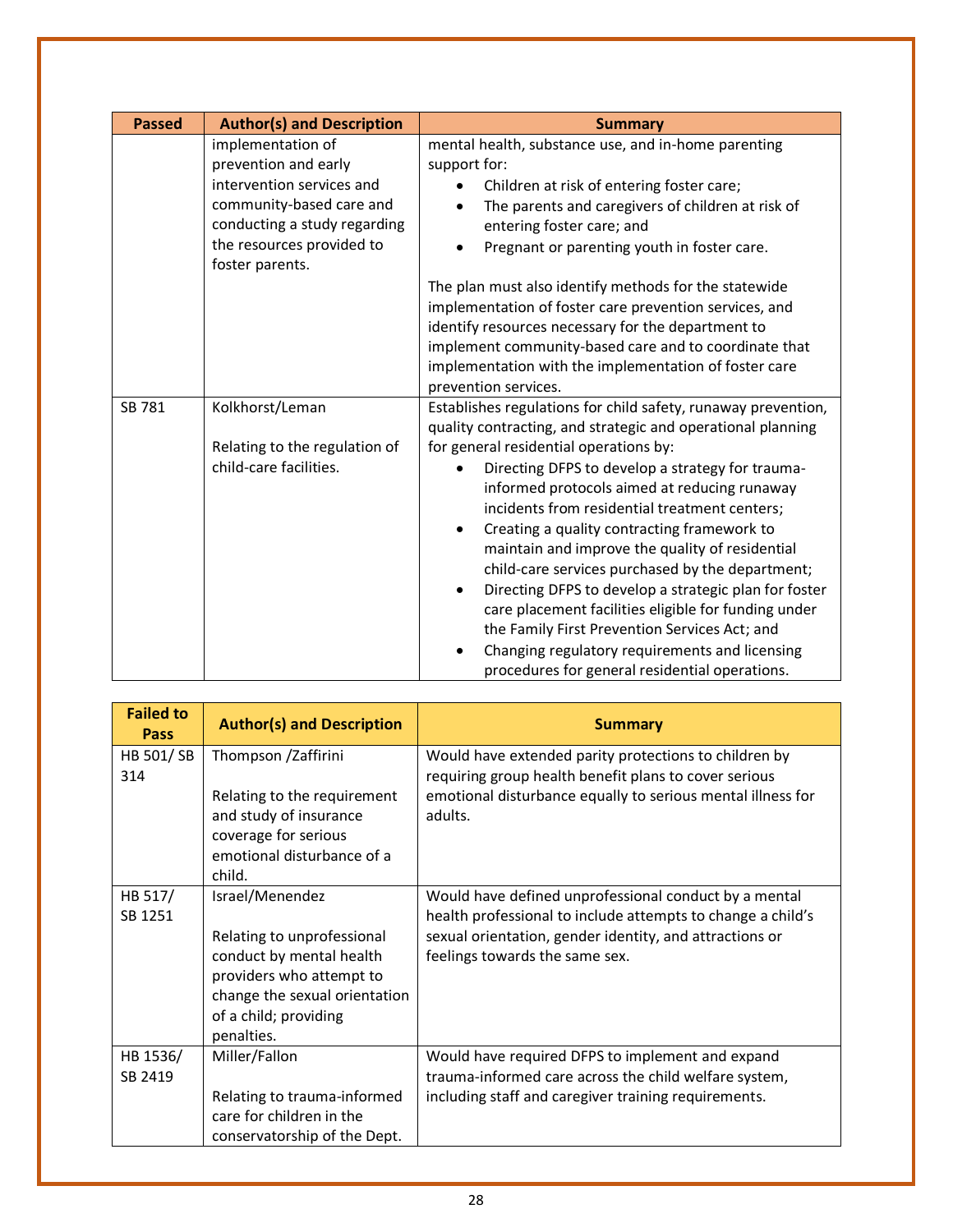| Passed | Author(s) and Description | Summary |
|---|---|---|
| | implementation of prevention and early intervention services and community-based care and conducting a study regarding the resources provided to foster parents. | mental health, substance use, and in-home parenting support for: <br>• Children at risk of entering foster care; <br>• The parents and caregivers of children at risk of entering foster care; and <br>• Pregnant or parenting youth in foster care. <br><br>The plan must also identify methods for the statewide implementation of foster care prevention services, and identify resources necessary for the department to implement community-based care and to coordinate that implementation with the implementation of foster care prevention services. |
| SB 781 | Kolkhorst/Leman <br><br>Relating to the regulation of child-care facilities. | Establishes regulations for child safety, runaway prevention, quality contracting, and strategic and operational planning for general residential operations by: <br>• Directing DFPS to develop a strategy for trauma-informed protocols aimed at reducing runaway incidents from residential treatment centers; <br>• Creating a quality contracting framework to maintain and improve the quality of residential child-care services purchased by the department; <br>• Directing DFPS to develop a strategic plan for foster care placement facilities eligible for funding under the Family First Prevention Services Act; and <br>• Changing regulatory requirements and licensing procedures for general residential operations. |

| Failed to Pass | Author(s) and Description | Summary |
|---|---|---|
| HB 501/ SB 314 | Thompson /Zaffirini <br><br>Relating to the requirement and study of insurance coverage for serious emotional disturbance of a child. | Would have extended parity protections to children by requiring group health benefit plans to cover serious emotional disturbance equally to serious mental illness for adults. |
| HB 517/ SB 1251 | Israel/Menendez <br><br>Relating to unprofessional conduct by mental health providers who attempt to change the sexual orientation of a child; providing penalties. | Would have defined unprofessional conduct by a mental health professional to include attempts to change a child's sexual orientation, gender identity, and attractions or feelings towards the same sex. |
| HB 1536/ SB 2419 | Miller/Fallon <br><br>Relating to trauma-informed care for children in the conservatorship of the Dept. | Would have required DFPS to implement and expand trauma-informed care across the child welfare system, including staff and caregiver training requirements. |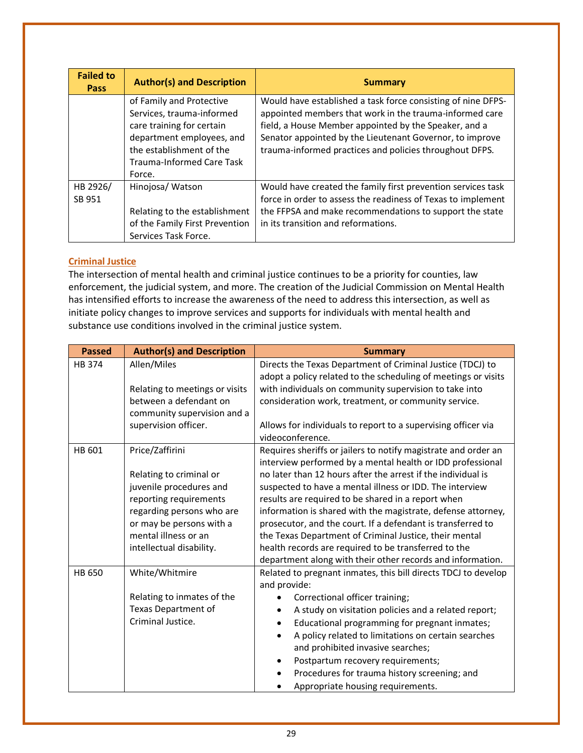| Failed to Pass | Author(s) and Description | Summary |
|---|---|---|
| | of Family and Protective Services, trauma-informed care training for certain department employees, and the establishment of the Trauma-Informed Care Task Force. | Would have established a task force consisting of nine DFPS-appointed members that work in the trauma-informed care field, a House Member appointed by the Speaker, and a Senator appointed by the Lieutenant Governor, to improve trauma-informed practices and policies throughout DFPS. |
| HB 2926/ SB 951 | Hinojosa/ Watson<br><br>Relating to the establishment of the Family First Prevention Services Task Force. | Would have created the family first prevention services task force in order to assess the readiness of Texas to implement the FFPSA and make recommendations to support the state in its transition and reformations. |

**Criminal Justice**

The intersection of mental health and criminal justice continues to be a priority for counties, law enforcement, the judicial system, and more. The creation of the Judicial Commission on Mental Health has intensified efforts to increase the awareness of the need to address this intersection, as well as initiate policy changes to improve services and supports for individuals with mental health and substance use conditions involved in the criminal justice system.

| Passed | Author(s) and Description | Summary |
|---|---|---|
| HB 374 | Allen/Miles<br><br>Relating to meetings or visits between a defendant on community supervision and a supervision officer. | Directs the Texas Department of Criminal Justice (TDCJ) to adopt a policy related to the scheduling of meetings or visits with individuals on community supervision to take into consideration work, treatment, or community service.<br><br>Allows for individuals to report to a supervising officer via videoconference. |
| HB 601 | Price/Zaffirini<br><br>Relating to criminal or juvenile procedures and reporting requirements regarding persons who are or may be persons with a mental illness or an intellectual disability. | Requires sheriffs or jailers to notify magistrate and order an interview performed by a mental health or IDD professional no later than 12 hours after the arrest if the individual is suspected to have a mental illness or IDD. The interview results are required to be shared in a report when information is shared with the magistrate, defense attorney, prosecutor, and the court. If a defendant is transferred to the Texas Department of Criminal Justice, their mental health records are required to be transferred to the department along with their other records and information. |
| HB 650 | White/Whitmire<br><br>Relating to inmates of the Texas Department of Criminal Justice. | Related to pregnant inmates, this bill directs TDCJ to develop and provide:<br>• Correctional officer training;<br>• A study on visitation policies and a related report;<br>• Educational programming for pregnant inmates;<br>• A policy related to limitations on certain searches and prohibited invasive searches;<br>• Postpartum recovery requirements;<br>• Procedures for trauma history screening; and<br>• Appropriate housing requirements. |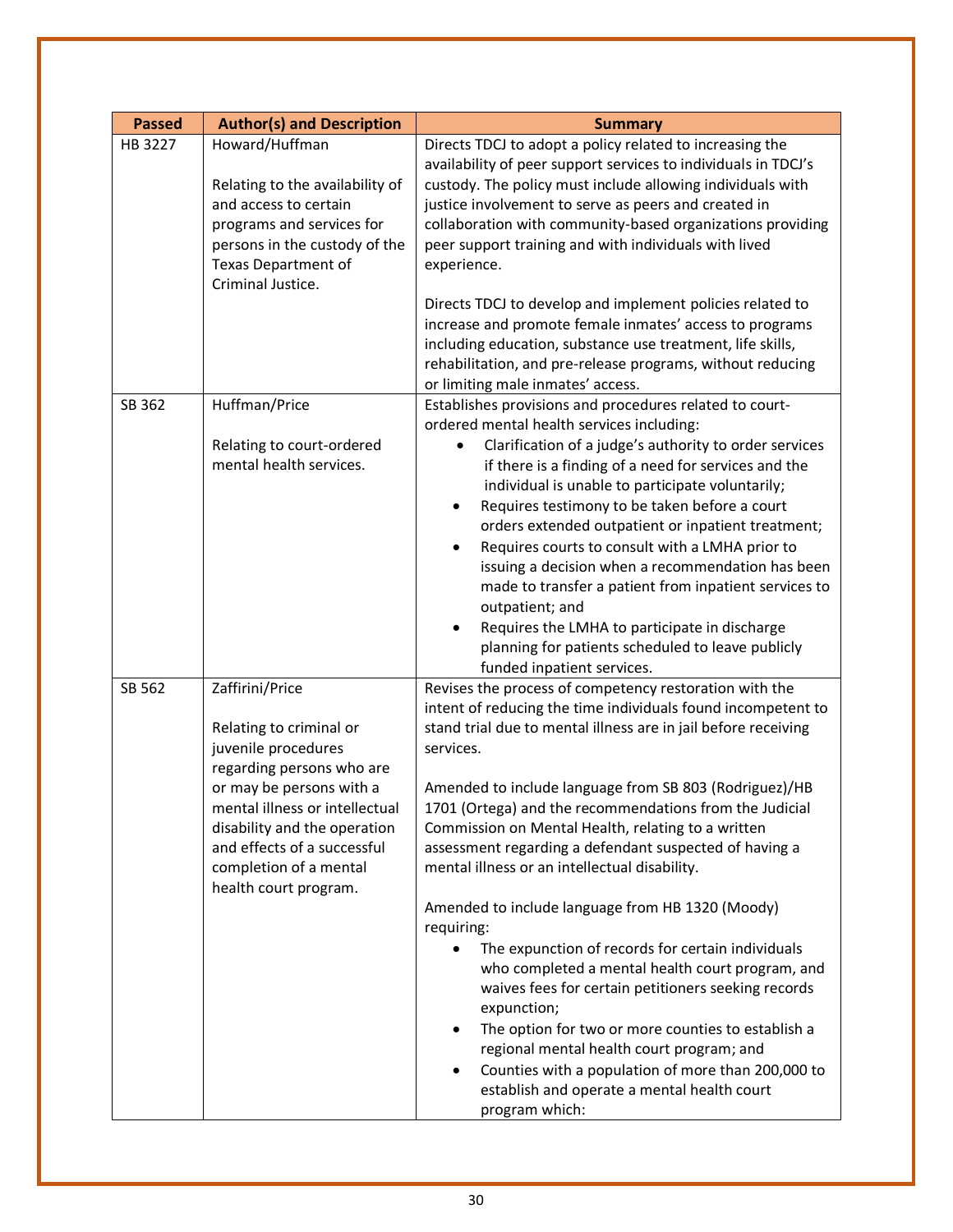| Passed | Author(s) and Description | Summary |
| --- | --- | --- |
| HB 3227 | Howard/Huffman<br><br>Relating to the availability of and access to certain programs and services for persons in the custody of the Texas Department of Criminal Justice. | Directs TDCJ to adopt a policy related to increasing the availability of peer support services to individuals in TDCJ's custody. The policy must include allowing individuals with justice involvement to serve as peers and created in collaboration with community-based organizations providing peer support training and with individuals with lived experience.<br><br>Directs TDCJ to develop and implement policies related to increase and promote female inmates' access to programs including education, substance use treatment, life skills, rehabilitation, and pre-release programs, without reducing or limiting male inmates' access. |
| SB 362 | Huffman/Price<br><br>Relating to court-ordered mental health services. | Establishes provisions and procedures related to court-ordered mental health services including:<br>• Clarification of a judge's authority to order services if there is a finding of a need for services and the individual is unable to participate voluntarily;<br>• Requires testimony to be taken before a court orders extended outpatient or inpatient treatment;<br>• Requires courts to consult with a LMHA prior to issuing a decision when a recommendation has been made to transfer a patient from inpatient services to outpatient; and<br>• Requires the LMHA to participate in discharge planning for patients scheduled to leave publicly funded inpatient services. |
| SB 562 | Zaffirini/Price<br><br>Relating to criminal or juvenile procedures regarding persons who are or may be persons with a mental illness or intellectual disability and the operation and effects of a successful completion of a mental health court program. | Revises the process of competency restoration with the intent of reducing the time individuals found incompetent to stand trial due to mental illness are in jail before receiving services.<br><br>Amended to include language from SB 803 (Rodriguez)/HB 1701 (Ortega) and the recommendations from the Judicial Commission on Mental Health, relating to a written assessment regarding a defendant suspected of having a mental illness or an intellectual disability.<br><br>Amended to include language from HB 1320 (Moody) requiring:<br>• The expunction of records for certain individuals who completed a mental health court program, and waives fees for certain petitioners seeking records expunction;<br>• The option for two or more counties to establish a regional mental health court program; and<br>• Counties with a population of more than 200,000 to establish and operate a mental health court program which: |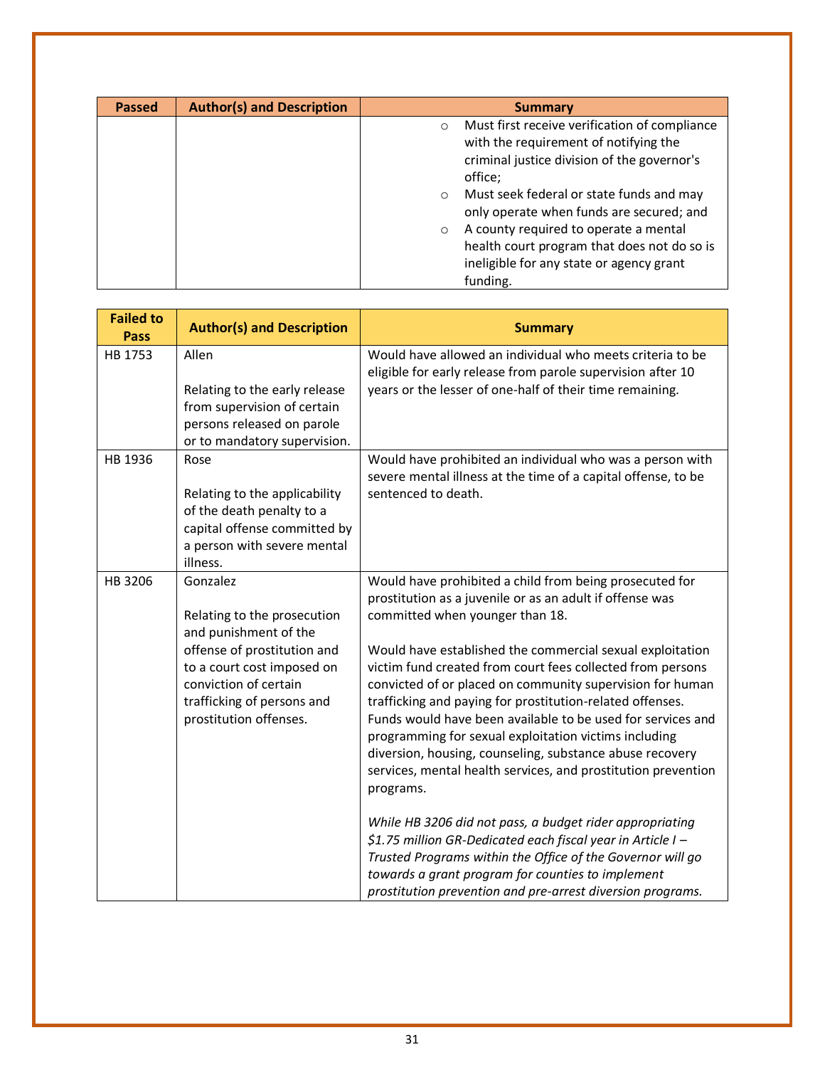| Passed | Author(s) and Description | Summary |
|---|---|---|
| | | ○ Must first receive verification of compliance with the requirement of notifying the criminal justice division of the governor's office;<br>○ Must seek federal or state funds and may only operate when funds are secured; and<br>○ A county required to operate a mental health court program that does not do so is ineligible for any state or agency grant funding. |

| Failed to Pass | Author(s) and Description | Summary |
|---|---|---|
| HB 1753 | Allen<br><br>Relating to the early release from supervision of certain persons released on parole or to mandatory supervision. | Would have allowed an individual who meets criteria to be eligible for early release from parole supervision after 10 years or the lesser of one-half of their time remaining. |
| HB 1936 | Rose<br><br>Relating to the applicability of the death penalty to a capital offense committed by a person with severe mental illness. | Would have prohibited an individual who was a person with severe mental illness at the time of a capital offense, to be sentenced to death. |
| HB 3206 | Gonzalez<br><br>Relating to the prosecution and punishment of the offense of prostitution and to a court cost imposed on conviction of certain trafficking of persons and prostitution offenses. | Would have prohibited a child from being prosecuted for prostitution as a juvenile or as an adult if offense was committed when younger than 18.<br><br>Would have established the commercial sexual exploitation victim fund created from court fees collected from persons convicted of or placed on community supervision for human trafficking and paying for prostitution-related offenses. Funds would have been available to be used for services and programming for sexual exploitation victims including diversion, housing, counseling, substance abuse recovery services, mental health services, and prostitution prevention programs.<br><br>*While HB 3206 did not pass, a budget rider appropriating $1.75 million GR-Dedicated each fiscal year in Article I – Trusted Programs within the Office of the Governor will go towards a grant program for counties to implement prostitution prevention and pre-arrest diversion programs.* |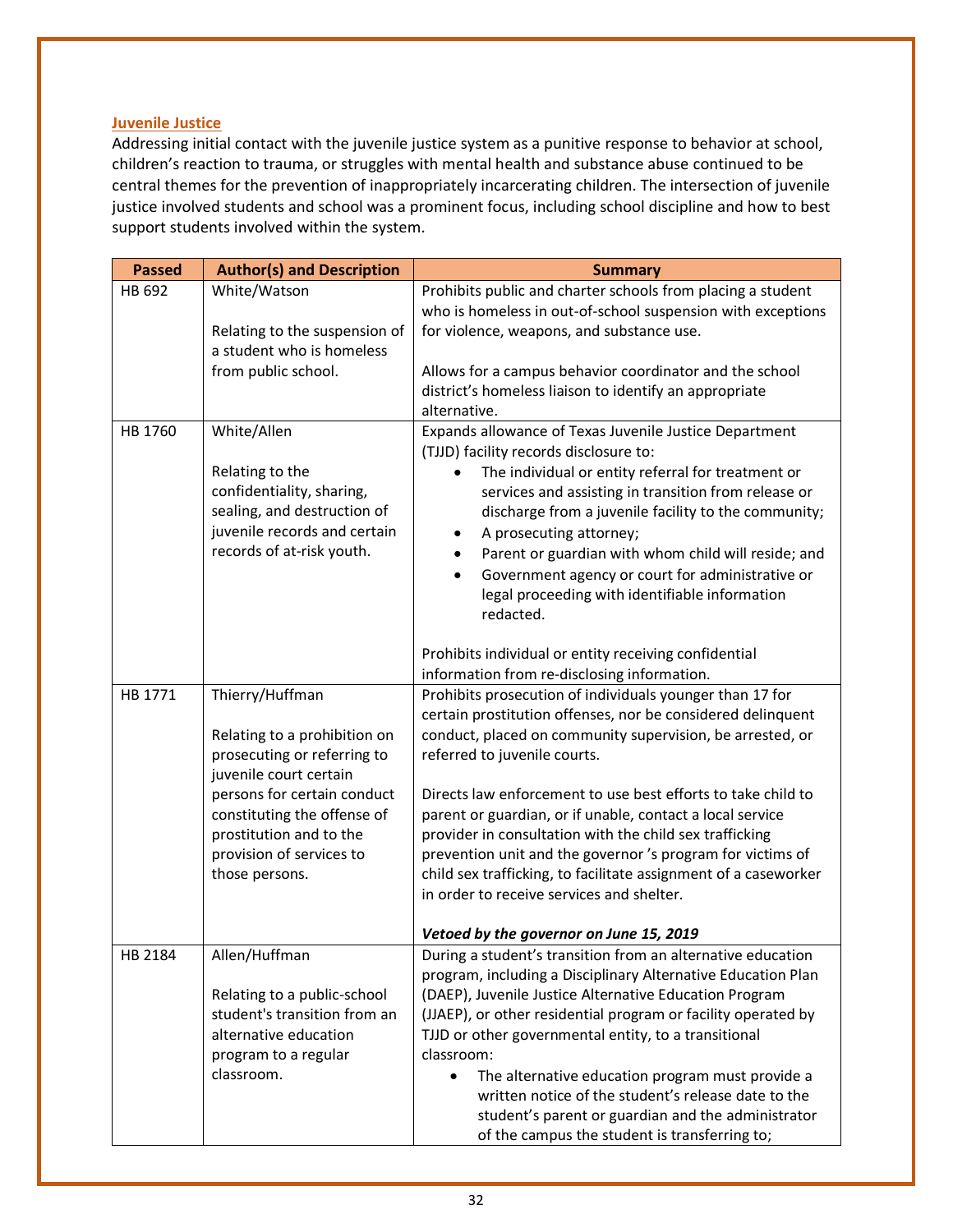## Juvenile Justice

Addressing initial contact with the juvenile justice system as a punitive response to behavior at school, children's reaction to trauma, or struggles with mental health and substance abuse continued to be central themes for the prevention of inappropriately incarcerating children. The intersection of juvenile justice involved students and school was a prominent focus, including school discipline and how to best support students involved within the system.

| Passed | Author(s) and Description | Summary |
|---|---|---|
| HB 692 | White/Watson<br><br>Relating to the suspension of a student who is homeless from public school. | Prohibits public and charter schools from placing a student who is homeless in out-of-school suspension with exceptions for violence, weapons, and substance use.<br><br>Allows for a campus behavior coordinator and the school district's homeless liaison to identify an appropriate alternative. |
| HB 1760 | White/Allen<br><br>Relating to the confidentiality, sharing, sealing, and destruction of juvenile records and certain records of at-risk youth. | Expands allowance of Texas Juvenile Justice Department (TJJD) facility records disclosure to:<br>• The individual or entity referral for treatment or services and assisting in transition from release or discharge from a juvenile facility to the community;<br>• A prosecuting attorney;<br>• Parent or guardian with whom child will reside; and<br>• Government agency or court for administrative or legal proceeding with identifiable information redacted.<br><br>Prohibits individual or entity receiving confidential information from re-disclosing information. |
| HB 1771 | Thierry/Huffman<br><br>Relating to a prohibition on prosecuting or referring to juvenile court certain persons for certain conduct constituting the offense of prostitution and to the provision of services to those persons. | Prohibits prosecution of individuals younger than 17 for certain prostitution offenses, nor be considered delinquent conduct, placed on community supervision, be arrested, or referred to juvenile courts.<br><br>Directs law enforcement to use best efforts to take child to parent or guardian, or if unable, contact a local service provider in consultation with the child sex trafficking prevention unit and the governor 's program for victims of child sex trafficking, to facilitate assignment of a caseworker in order to receive services and shelter.<br><br>***Vetoed by the governor on June 15, 2019*** |
| HB 2184 | Allen/Huffman<br><br>Relating to a public-school student's transition from an alternative education program to a regular classroom. | During a student's transition from an alternative education program, including a Disciplinary Alternative Education Plan (DAEP), Juvenile Justice Alternative Education Program (JJAEP), or other residential program or facility operated by TJJD or other governmental entity, to a transitional classroom:<br>• The alternative education program must provide a written notice of the student's release date to the student's parent or guardian and the administrator of the campus the student is transferring to; |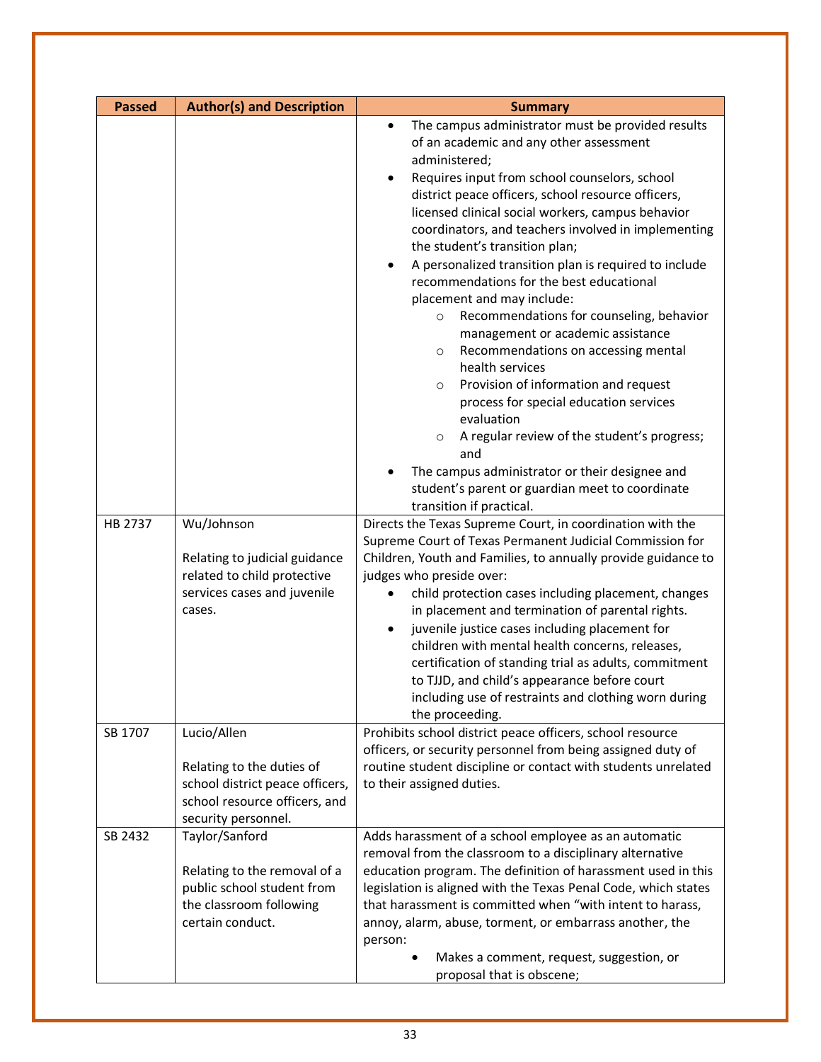| Passed | Author(s) and Description | Summary |
|---|---|---|
| | | • The campus administrator must be provided results of an academic and any other assessment administered;<br>• Requires input from school counselors, school district peace officers, school resource officers, licensed clinical social workers, campus behavior coordinators, and teachers involved in implementing the student's transition plan;<br>• A personalized transition plan is required to include recommendations for the best educational placement and may include:<br>  ○ Recommendations for counseling, behavior management or academic assistance<br>  ○ Recommendations on accessing mental health services<br>  ○ Provision of information and request process for special education services evaluation<br>  ○ A regular review of the student's progress; and<br>• The campus administrator or their designee and student's parent or guardian meet to coordinate transition if practical. |
| HB 2737 | Wu/Johnson<br><br>Relating to judicial guidance related to child protective services cases and juvenile cases. | Directs the Texas Supreme Court, in coordination with the Supreme Court of Texas Permanent Judicial Commission for Children, Youth and Families, to annually provide guidance to judges who preside over:<br>• child protection cases including placement, changes in placement and termination of parental rights.<br>• juvenile justice cases including placement for children with mental health concerns, releases, certification of standing trial as adults, commitment to TJJD, and child's appearance before court including use of restraints and clothing worn during the proceeding. |
| SB 1707 | Lucio/Allen<br><br>Relating to the duties of school district peace officers, school resource officers, and security personnel. | Prohibits school district peace officers, school resource officers, or security personnel from being assigned duty of routine student discipline or contact with students unrelated to their assigned duties. |
| SB 2432 | Taylor/Sanford<br><br>Relating to the removal of a public school student from the classroom following certain conduct. | Adds harassment of a school employee as an automatic removal from the classroom to a disciplinary alternative education program. The definition of harassment used in this legislation is aligned with the Texas Penal Code, which states that harassment is committed when "with intent to harass, annoy, alarm, abuse, torment, or embarrass another, the person:<br>• Makes a comment, request, suggestion, or proposal that is obscene; |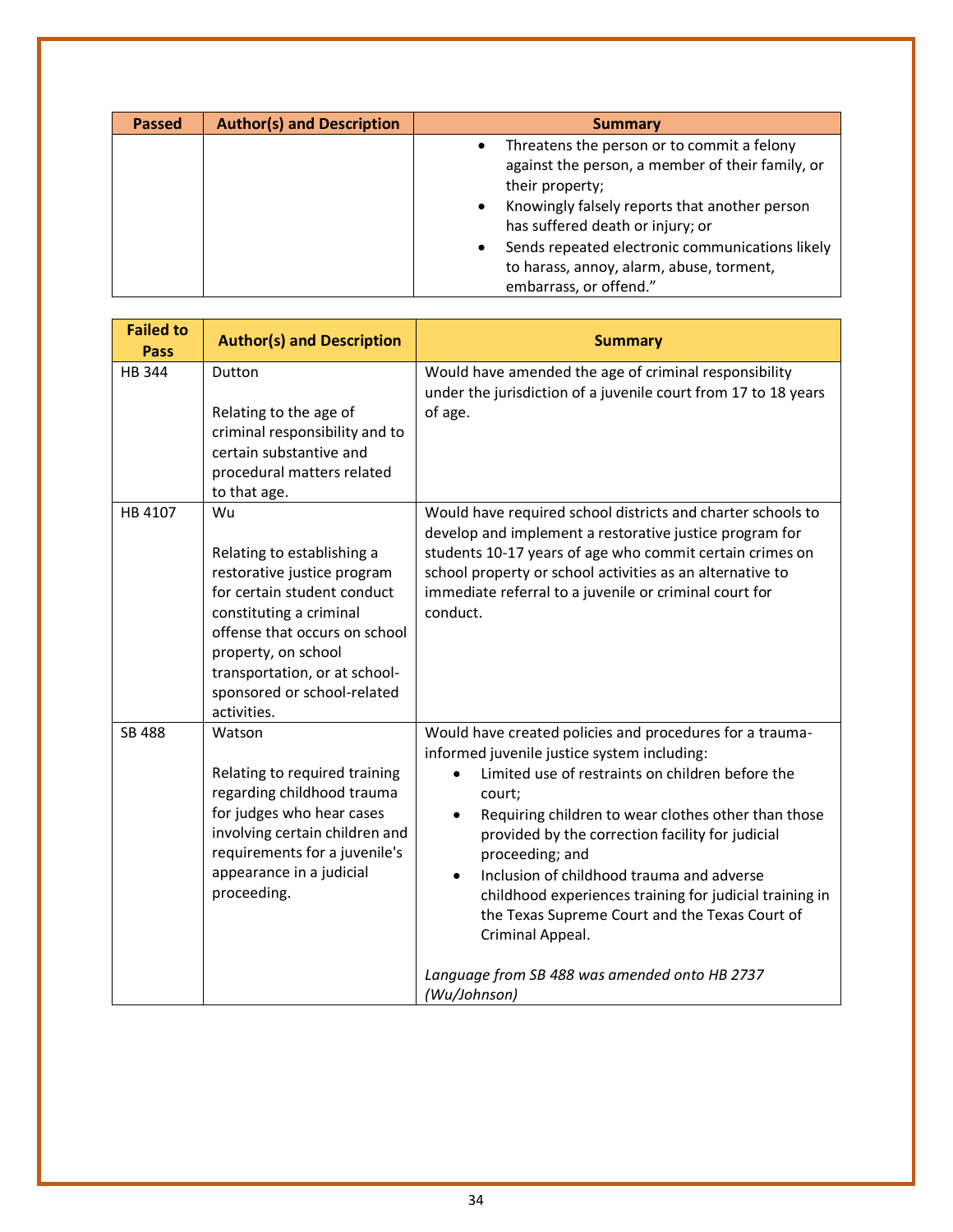| Passed | Author(s) and Description | Summary |
|---|---|---|
| | | • Threatens the person or to commit a felony against the person, a member of their family, or their property;<br>• Knowingly falsely reports that another person has suffered death or injury; or<br>• Sends repeated electronic communications likely to harass, annoy, alarm, abuse, torment, embarrass, or offend.” |

| Failed to Pass | Author(s) and Description | Summary |
|---|---|---|
| HB 344 | Dutton<br><br>Relating to the age of criminal responsibility and to certain substantive and procedural matters related to that age. | Would have amended the age of criminal responsibility under the jurisdiction of a juvenile court from 17 to 18 years of age. |
| HB 4107 | Wu<br><br>Relating to establishing a restorative justice program for certain student conduct constituting a criminal offense that occurs on school property, on school transportation, or at school-sponsored or school-related activities. | Would have required school districts and charter schools to develop and implement a restorative justice program for students 10-17 years of age who commit certain crimes on school property or school activities as an alternative to immediate referral to a juvenile or criminal court for conduct. |
| SB 488 | Watson<br><br>Relating to required training regarding childhood trauma for judges who hear cases involving certain children and requirements for a juvenile's appearance in a judicial proceeding. | Would have created policies and procedures for a trauma-informed juvenile justice system including:<br>• Limited use of restraints on children before the court;<br>• Requiring children to wear clothes other than those provided by the correction facility for judicial proceeding; and<br>• Inclusion of childhood trauma and adverse childhood experiences training for judicial training in the Texas Supreme Court and the Texas Court of Criminal Appeal.<br><br>*Language from SB 488 was amended onto HB 2737 (Wu/Johnson)* |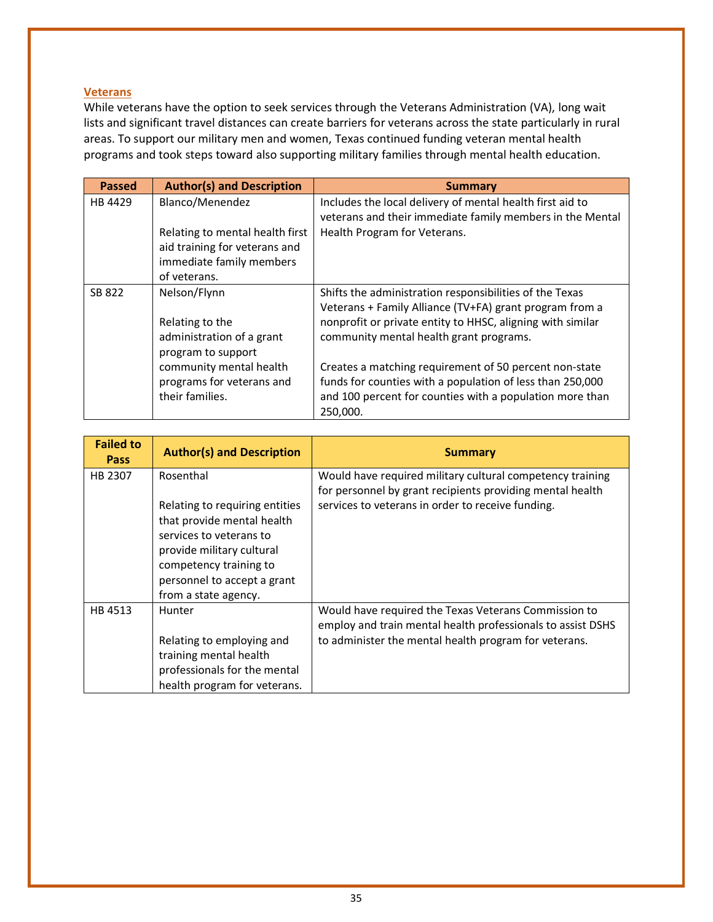## Veterans

While veterans have the option to seek services through the Veterans Administration (VA), long wait lists and significant travel distances can create barriers for veterans across the state particularly in rural areas. To support our military men and women, Texas continued funding veteran mental health programs and took steps toward also supporting military families through mental health education.

| Passed | Author(s) and Description | Summary |
|---|---|---|
| HB 4429 | Blanco/Menendez<br><br>Relating to mental health first aid training for veterans and immediate family members of veterans. | Includes the local delivery of mental health first aid to veterans and their immediate family members in the Mental Health Program for Veterans. |
| SB 822 | Nelson/Flynn<br><br>Relating to the administration of a grant program to support community mental health programs for veterans and their families. | Shifts the administration responsibilities of the Texas Veterans + Family Alliance (TV+FA) grant program from a nonprofit or private entity to HHSC, aligning with similar community mental health grant programs.<br><br>Creates a matching requirement of 50 percent non-state funds for counties with a population of less than 250,000 and 100 percent for counties with a population more than 250,000. |

| Failed to Pass | Author(s) and Description | Summary |
|---|---|---|
| HB 2307 | Rosenthal<br><br>Relating to requiring entities that provide mental health services to veterans to provide military cultural competency training to personnel to accept a grant from a state agency. | Would have required military cultural competency training for personnel by grant recipients providing mental health services to veterans in order to receive funding. |
| HB 4513 | Hunter<br><br>Relating to employing and training mental health professionals for the mental health program for veterans. | Would have required the Texas Veterans Commission to employ and train mental health professionals to assist DSHS to administer the mental health program for veterans. |